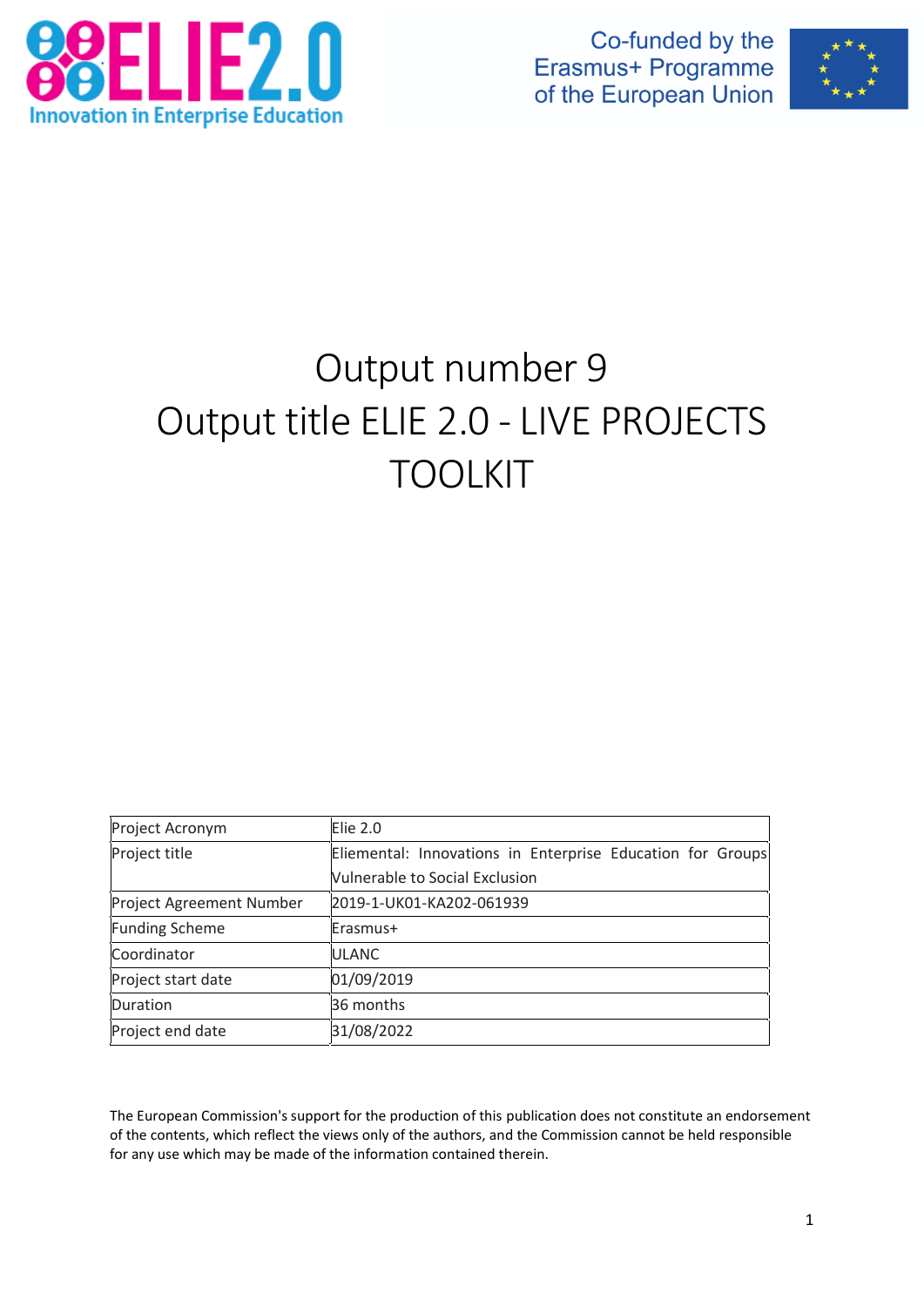ELIE2.0

Innovation in Enterprise Education

Co-funded by the Erasmus+ Programme of the European Union

# Output number 9
# Output title ELIE 2.0 - LIVE PROJECTS TOOLKIT

| Project Acronym | Elie 2.0 |
| --- | --- |
| Project title | Eliemental: Innovations in Enterprise Education for Groups Vulnerable to Social Exclusion |
| Project Agreement Number | 2019-1-UK01-KA202-061939 |
| Funding Scheme | Erasmus+ |
| Coordinator | ULANC |
| Project start date | 01/09/2019 |
| Duration | 36 months |
| Project end date | 31/08/2022 |

The European Commission's support for the production of this publication does not constitute an endorsement of the contents, which reflect the views only of the authors, and the Commission cannot be held responsible for any use which may be made of the information contained therein.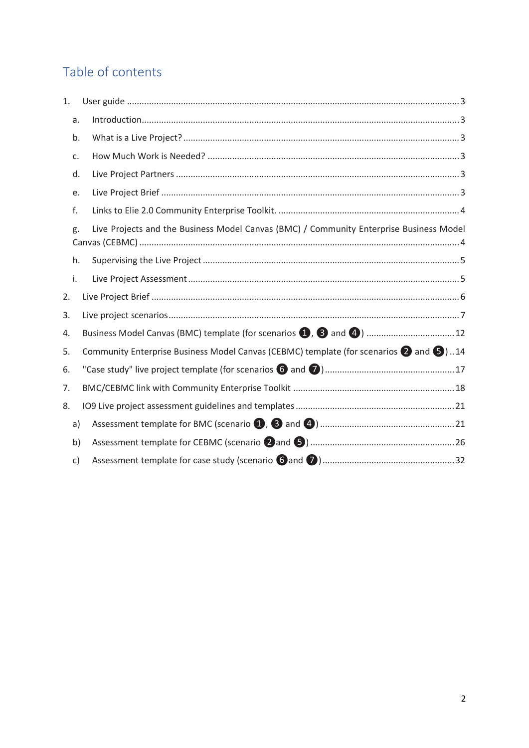# Table of contents

1. User guide ... 3
   a. Introduction ... 3
   b. What is a Live Project? ... 3
   c. How Much Work is Needed? ... 3
   d. Live Project Partners ... 3
   e. Live Project Brief ... 3
   f. Links to Elie 2.0 Community Enterprise Toolkit. ... 4
   g. Live Projects and the Business Model Canvas (BMC) / Community Enterprise Business Model Canvas (CEBMC) ... 4
   h. Supervising the Live Project ... 5
   i. Live Project Assessment ... 5
2. Live Project Brief ... 6
3. Live project scenarios ... 7
4. Business Model Canvas (BMC) template (for scenarios ❶, ❸ and ❹) ... 12
5. Community Enterprise Business Model Canvas (CEBMC) template (for scenarios ❷ and ❺) ... 14
6. "Case study" live project template (for scenarios ❻ and ❼) ... 17
7. BMC/CEBMC link with Community Enterprise Toolkit ... 18
8. IO9 Live project assessment guidelines and templates ... 21
   a) Assessment template for BMC (scenario ❶, ❸ and ❹) ... 21
   b) Assessment template for CEBMC (scenario ❷and ❺) ... 26
   c) Assessment template for case study (scenario ❻and ❼) ... 32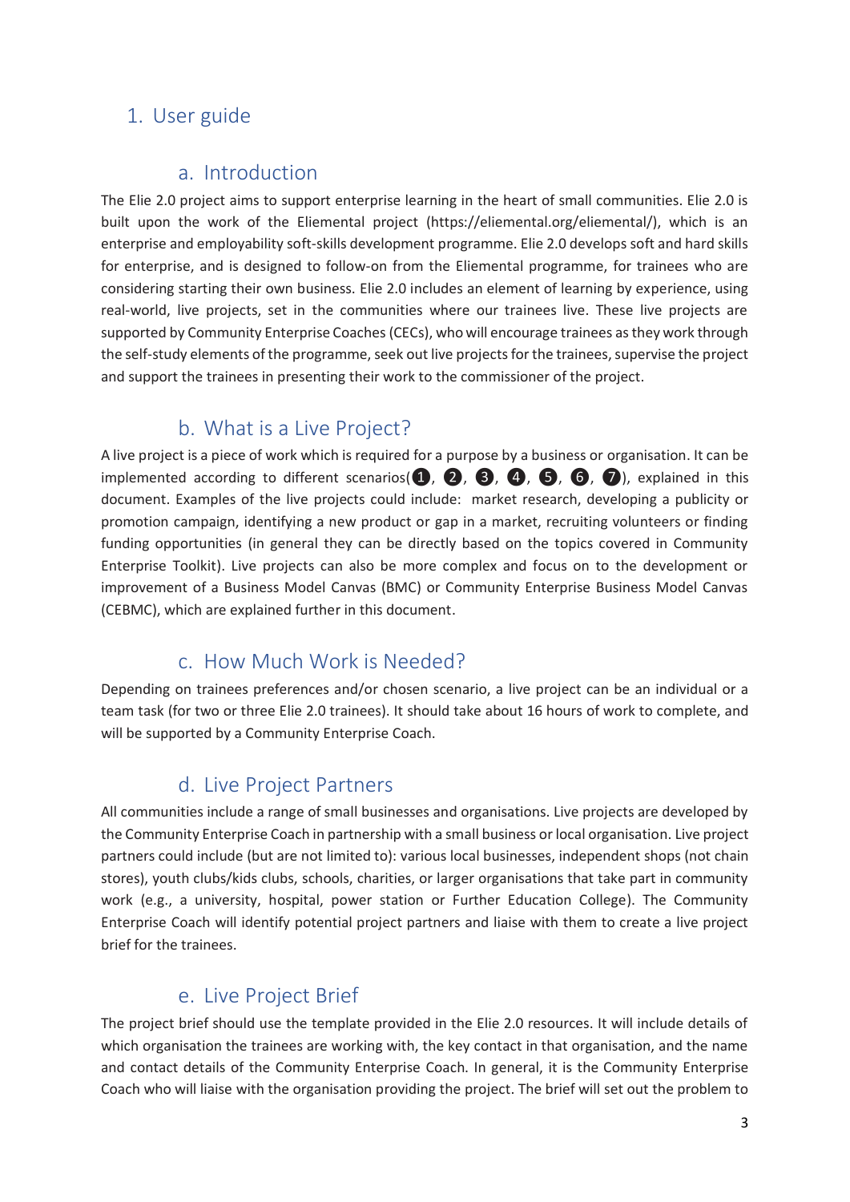# 1. User guide

## a. Introduction

The Elie 2.0 project aims to support enterprise learning in the heart of small communities. Elie 2.0 is built upon the work of the Eliemental project (https://eliemental.org/eliemental/), which is an enterprise and employability soft-skills development programme. Elie 2.0 develops soft and hard skills for enterprise, and is designed to follow-on from the Eliemental programme, for trainees who are considering starting their own business. Elie 2.0 includes an element of learning by experience, using real-world, live projects, set in the communities where our trainees live. These live projects are supported by Community Enterprise Coaches (CECs), who will encourage trainees as they work through the self-study elements of the programme, seek out live projects for the trainees, supervise the project and support the trainees in presenting their work to the commissioner of the project.

## b. What is a Live Project?

A live project is a piece of work which is required for a purpose by a business or organisation. It can be implemented according to different scenarios(❶, ❷, ❸, ❹, ❺, ❻, ❼), explained in this document. Examples of the live projects could include: market research, developing a publicity or promotion campaign, identifying a new product or gap in a market, recruiting volunteers or finding funding opportunities (in general they can be directly based on the topics covered in Community Enterprise Toolkit). Live projects can also be more complex and focus on to the development or improvement of a Business Model Canvas (BMC) or Community Enterprise Business Model Canvas (CEBMC), which are explained further in this document.

## c. How Much Work is Needed?

Depending on trainees preferences and/or chosen scenario, a live project can be an individual or a team task (for two or three Elie 2.0 trainees). It should take about 16 hours of work to complete, and will be supported by a Community Enterprise Coach.

## d. Live Project Partners

All communities include a range of small businesses and organisations. Live projects are developed by the Community Enterprise Coach in partnership with a small business or local organisation. Live project partners could include (but are not limited to): various local businesses, independent shops (not chain stores), youth clubs/kids clubs, schools, charities, or larger organisations that take part in community work (e.g., a university, hospital, power station or Further Education College). The Community Enterprise Coach will identify potential project partners and liaise with them to create a live project brief for the trainees.

## e. Live Project Brief

The project brief should use the template provided in the Elie 2.0 resources. It will include details of which organisation the trainees are working with, the key contact in that organisation, and the name and contact details of the Community Enterprise Coach. In general, it is the Community Enterprise Coach who will liaise with the organisation providing the project. The brief will set out the problem to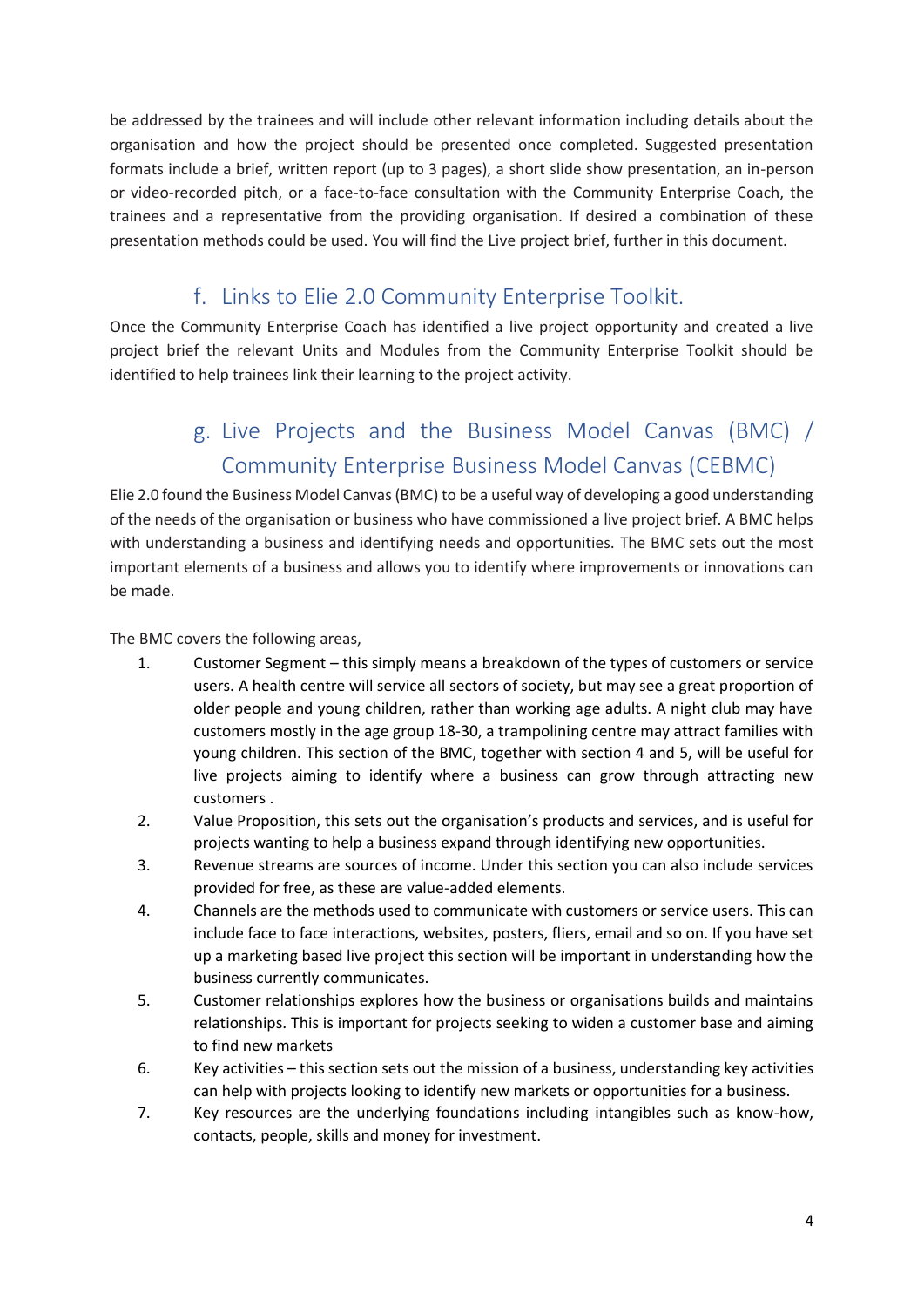be addressed by the trainees and will include other relevant information including details about the organisation and how the project should be presented once completed. Suggested presentation formats include a brief, written report (up to 3 pages), a short slide show presentation, an in-person or video-recorded pitch, or a face-to-face consultation with the Community Enterprise Coach, the trainees and a representative from the providing organisation. If desired a combination of these presentation methods could be used. You will find the Live project brief, further in this document.

## f. Links to Elie 2.0 Community Enterprise Toolkit.

Once the Community Enterprise Coach has identified a live project opportunity and created a live project brief the relevant Units and Modules from the Community Enterprise Toolkit should be identified to help trainees link their learning to the project activity.

## g. Live Projects and the Business Model Canvas (BMC) / Community Enterprise Business Model Canvas (CEBMC)

Elie 2.0 found the Business Model Canvas (BMC) to be a useful way of developing a good understanding of the needs of the organisation or business who have commissioned a live project brief. A BMC helps with understanding a business and identifying needs and opportunities. The BMC sets out the most important elements of a business and allows you to identify where improvements or innovations can be made.

The BMC covers the following areas,

1. Customer Segment – this simply means a breakdown of the types of customers or service users. A health centre will service all sectors of society, but may see a great proportion of older people and young children, rather than working age adults. A night club may have customers mostly in the age group 18-30, a trampolining centre may attract families with young children. This section of the BMC, together with section 4 and 5, will be useful for live projects aiming to identify where a business can grow through attracting new customers .
2. Value Proposition, this sets out the organisation's products and services, and is useful for projects wanting to help a business expand through identifying new opportunities.
3. Revenue streams are sources of income. Under this section you can also include services provided for free, as these are value-added elements.
4. Channels are the methods used to communicate with customers or service users. This can include face to face interactions, websites, posters, fliers, email and so on. If you have set up a marketing based live project this section will be important in understanding how the business currently communicates.
5. Customer relationships explores how the business or organisations builds and maintains relationships. This is important for projects seeking to widen a customer base and aiming to find new markets
6. Key activities – this section sets out the mission of a business, understanding key activities can help with projects looking to identify new markets or opportunities for a business.
7. Key resources are the underlying foundations including intangibles such as know-how, contacts, people, skills and money for investment.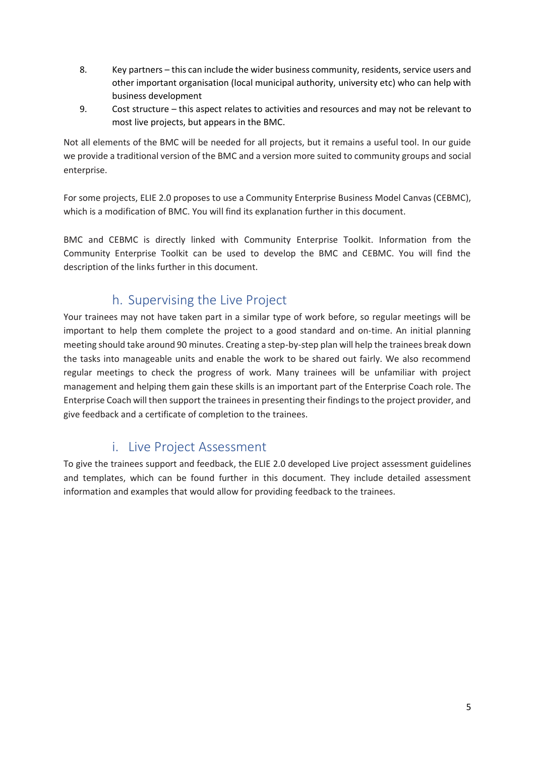8. Key partners – this can include the wider business community, residents, service users and other important organisation (local municipal authority, university etc) who can help with business development
9. Cost structure – this aspect relates to activities and resources and may not be relevant to most live projects, but appears in the BMC.

Not all elements of the BMC will be needed for all projects, but it remains a useful tool. In our guide we provide a traditional version of the BMC and a version more suited to community groups and social enterprise.

For some projects, ELIE 2.0 proposes to use a Community Enterprise Business Model Canvas (CEBMC), which is a modification of BMC. You will find its explanation further in this document.

BMC and CEBMC is directly linked with Community Enterprise Toolkit. Information from the Community Enterprise Toolkit can be used to develop the BMC and CEBMC. You will find the description of the links further in this document.

## h. Supervising the Live Project

Your trainees may not have taken part in a similar type of work before, so regular meetings will be important to help them complete the project to a good standard and on-time. An initial planning meeting should take around 90 minutes. Creating a step-by-step plan will help the trainees break down the tasks into manageable units and enable the work to be shared out fairly. We also recommend regular meetings to check the progress of work. Many trainees will be unfamiliar with project management and helping them gain these skills is an important part of the Enterprise Coach role. The Enterprise Coach will then support the trainees in presenting their findings to the project provider, and give feedback and a certificate of completion to the trainees.

## i. Live Project Assessment

To give the trainees support and feedback, the ELIE 2.0 developed Live project assessment guidelines and templates, which can be found further in this document. They include detailed assessment information and examples that would allow for providing feedback to the trainees.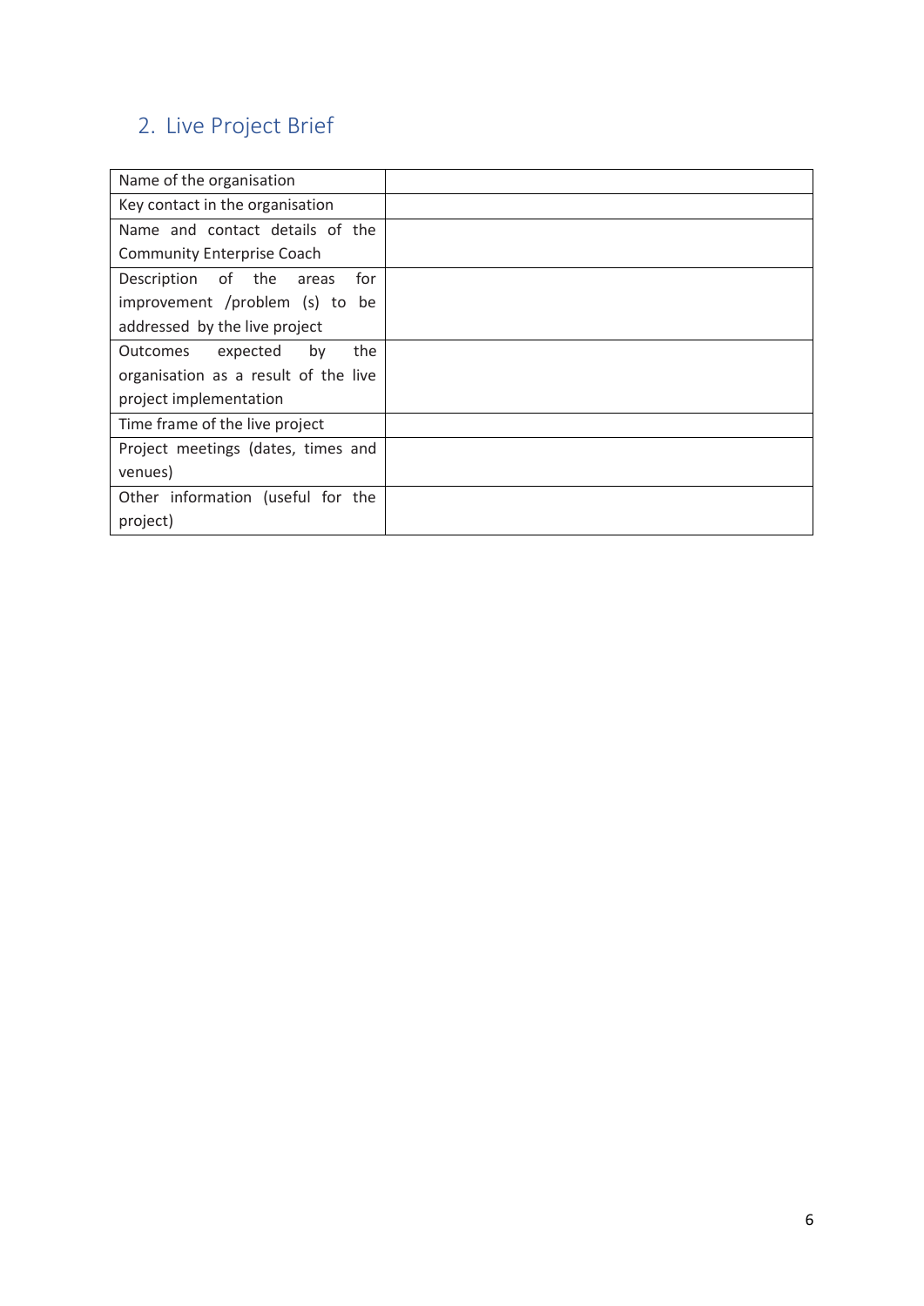## 2. Live Project Brief

| | |
|---|---|
| Name of the organisation | |
| Key contact in the organisation | |
| Name and contact details of the Community Enterprise Coach | |
| Description of the areas for improvement /problem (s) to be addressed by the live project | |
| Outcomes expected by the organisation as a result of the live project implementation | |
| Time frame of the live project | |
| Project meetings (dates, times and venues) | |
| Other information (useful for the project) | |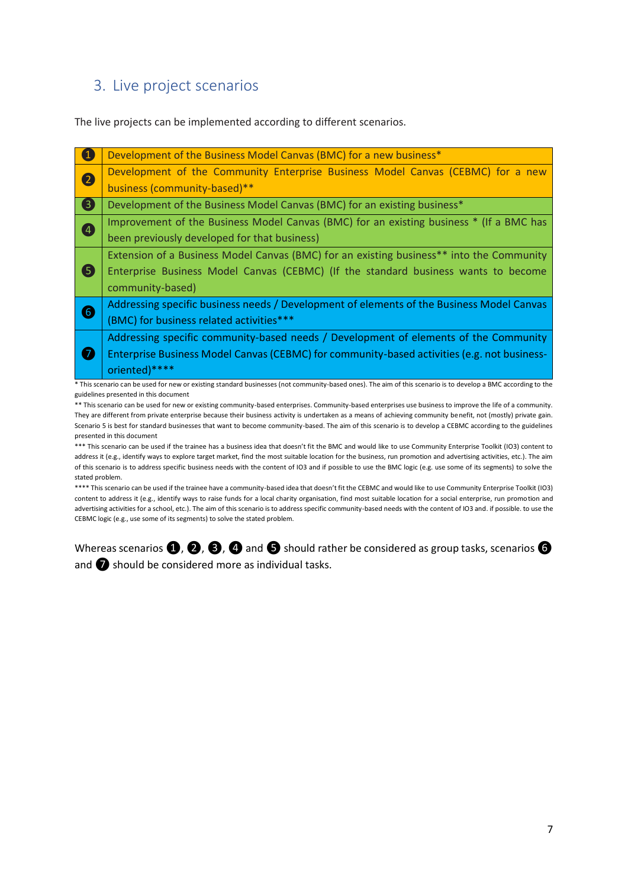## 3. Live project scenarios

The live projects can be implemented according to different scenarios.

| | |
|---|---|
| ❶ | Development of the Business Model Canvas (BMC) for a new business* |
| ❷ | Development of the Community Enterprise Business Model Canvas (CEBMC) for a new business (community-based)** |
| ❸ | Development of the Business Model Canvas (BMC) for an existing business* |
| ❹ | Improvement of the Business Model Canvas (BMC) for an existing business * (If a BMC has been previously developed for that business) |
| ❺ | Extension of a Business Model Canvas (BMC) for an existing business** into the Community Enterprise Business Model Canvas (CEBMC) (If the standard business wants to become community-based) |
| ❻ | Addressing specific business needs / Development of elements of the Business Model Canvas (BMC) for business related activities*** |
| ❼ | Addressing specific community-based needs / Development of elements of the Community Enterprise Business Model Canvas (CEBMC) for community-based activities (e.g. not business-oriented)**** |

* This scenario can be used for new or existing standard businesses (not community-based ones). The aim of this scenario is to develop a BMC according to the guidelines presented in this document

** This scenario can be used for new or existing community-based enterprises. Community-based enterprises use business to improve the life of a community. They are different from private enterprise because their business activity is undertaken as a means of achieving community benefit, not (mostly) private gain. Scenario 5 is best for standard businesses that want to become community-based. The aim of this scenario is to develop a CEBMC according to the guidelines presented in this document

*** This scenario can be used if the trainee has a business idea that doesn't fit the BMC and would like to use Community Enterprise Toolkit (IO3) content to address it (e.g., identify ways to explore target market, find the most suitable location for the business, run promotion and advertising activities, etc.). The aim of this scenario is to address specific business needs with the content of IO3 and if possible to use the BMC logic (e.g. use some of its segments) to solve the stated problem.

**** This scenario can be used if the trainee have a community-based idea that doesn't fit the CEBMC and would like to use Community Enterprise Toolkit (IO3) content to address it (e.g., identify ways to raise funds for a local charity organisation, find most suitable location for a social enterprise, run promotion and advertising activities for a school, etc.). The aim of this scenario is to address specific community-based needs with the content of IO3 and. if possible. to use the CEBMC logic (e.g., use some of its segments) to solve the stated problem.

Whereas scenarios ❶, ❷, ❸, ❹ and ❺ should rather be considered as group tasks, scenarios ❻ and ❼ should be considered more as individual tasks.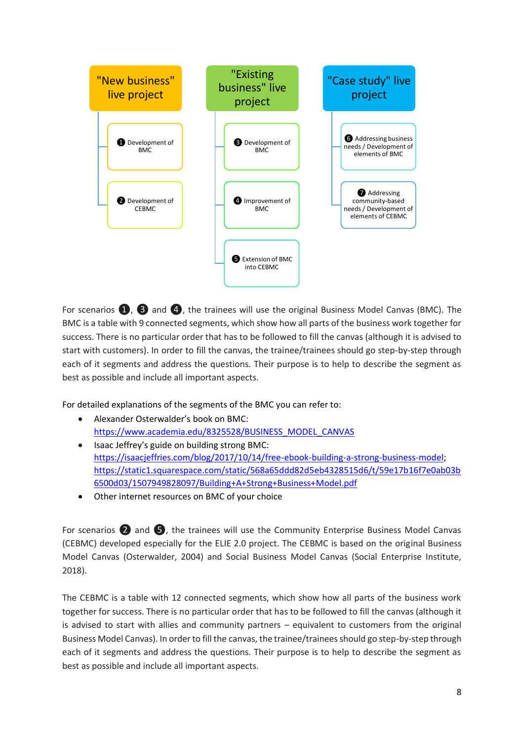"New business" live project

- ❶ Development of BMC
- ❷ Development of CEBMC

"Existing business" live project

- ❸ Development of BMC
- ❹ Improvement of BMC
- ❺ Extension of BMC into CEBMC

"Case study" live project

- ❻ Addressing business needs / Development of elements of BMC
- ❼ Addressing community-based needs / Development of elements of CEBMC

For scenarios ❶, ❸ and ❹, the trainees will use the original Business Model Canvas (BMC). The BMC is a table with 9 connected segments, which show how all parts of the business work together for success. There is no particular order that has to be followed to fill the canvas (although it is advised to start with customers). In order to fill the canvas, the trainee/trainees should go step-by-step through each of it segments and address the questions. Their purpose is to help to describe the segment as best as possible and include all important aspects.

For detailed explanations of the segments of the BMC you can refer to:

- Alexander Osterwalder's book on BMC: https://www.academia.edu/8325528/BUSINESS_MODEL_CANVAS
- Isaac Jeffrey's guide on building strong BMC: https://isaacjeffries.com/blog/2017/10/14/free-ebook-building-a-strong-business-model; https://static1.squarespace.com/static/568a65ddd82d5eb4328515d6/t/59e17b16f7e0ab03b6500d03/1507949828097/Building+A+Strong+Business+Model.pdf
- Other internet resources on BMC of your choice

For scenarios ❷ and ❺, the trainees will use the Community Enterprise Business Model Canvas (CEBMC) developed especially for the ELIE 2.0 project. The CEBMC is based on the original Business Model Canvas (Osterwalder, 2004) and Social Business Model Canvas (Social Enterprise Institute, 2018).

The CEBMC is a table with 12 connected segments, which show how all parts of the business work together for success. There is no particular order that has to be followed to fill the canvas (although it is advised to start with allies and community partners – equivalent to customers from the original Business Model Canvas). In order to fill the canvas, the trainee/trainees should go step-by-step through each of it segments and address the questions. Their purpose is to help to describe the segment as best as possible and include all important aspects.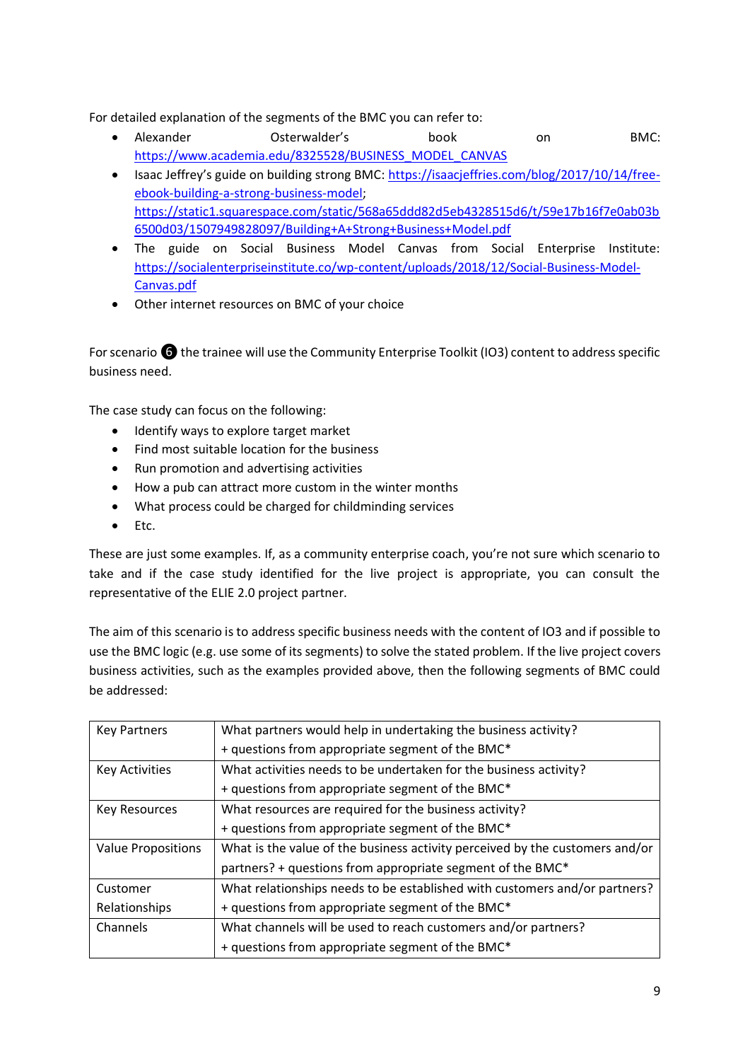For detailed explanation of the segments of the BMC you can refer to:

- Alexander Osterwalder's book on BMC: https://www.academia.edu/8325528/BUSINESS_MODEL_CANVAS
- Isaac Jeffrey's guide on building strong BMC: https://isaacjeffries.com/blog/2017/10/14/free-ebook-building-a-strong-business-model; https://static1.squarespace.com/static/568a65ddd82d5eb4328515d6/t/59e17b16f7e0ab03b6500d03/1507949828097/Building+A+Strong+Business+Model.pdf
- The guide on Social Business Model Canvas from Social Enterprise Institute: https://socialenterpriseinstitute.co/wp-content/uploads/2018/12/Social-Business-Model-Canvas.pdf
- Other internet resources on BMC of your choice

For scenario ❻ the trainee will use the Community Enterprise Toolkit (IO3) content to address specific business need.

The case study can focus on the following:

- Identify ways to explore target market
- Find most suitable location for the business
- Run promotion and advertising activities
- How a pub can attract more custom in the winter months
- What process could be charged for childminding services
- Etc.

These are just some examples. If, as a community enterprise coach, you're not sure which scenario to take and if the case study identified for the live project is appropriate, you can consult the representative of the ELIE 2.0 project partner.

The aim of this scenario is to address specific business needs with the content of IO3 and if possible to use the BMC logic (e.g. use some of its segments) to solve the stated problem. If the live project covers business activities, such as the examples provided above, then the following segments of BMC could be addressed:

| | |
|---|---|
| Key Partners | What partners would help in undertaking the business activity? + questions from appropriate segment of the BMC* |
| Key Activities | What activities needs to be undertaken for the business activity? + questions from appropriate segment of the BMC* |
| Key Resources | What resources are required for the business activity? + questions from appropriate segment of the BMC* |
| Value Propositions | What is the value of the business activity perceived by the customers and/or partners? + questions from appropriate segment of the BMC* |
| Customer Relationships | What relationships needs to be established with customers and/or partners? + questions from appropriate segment of the BMC* |
| Channels | What channels will be used to reach customers and/or partners? + questions from appropriate segment of the BMC* |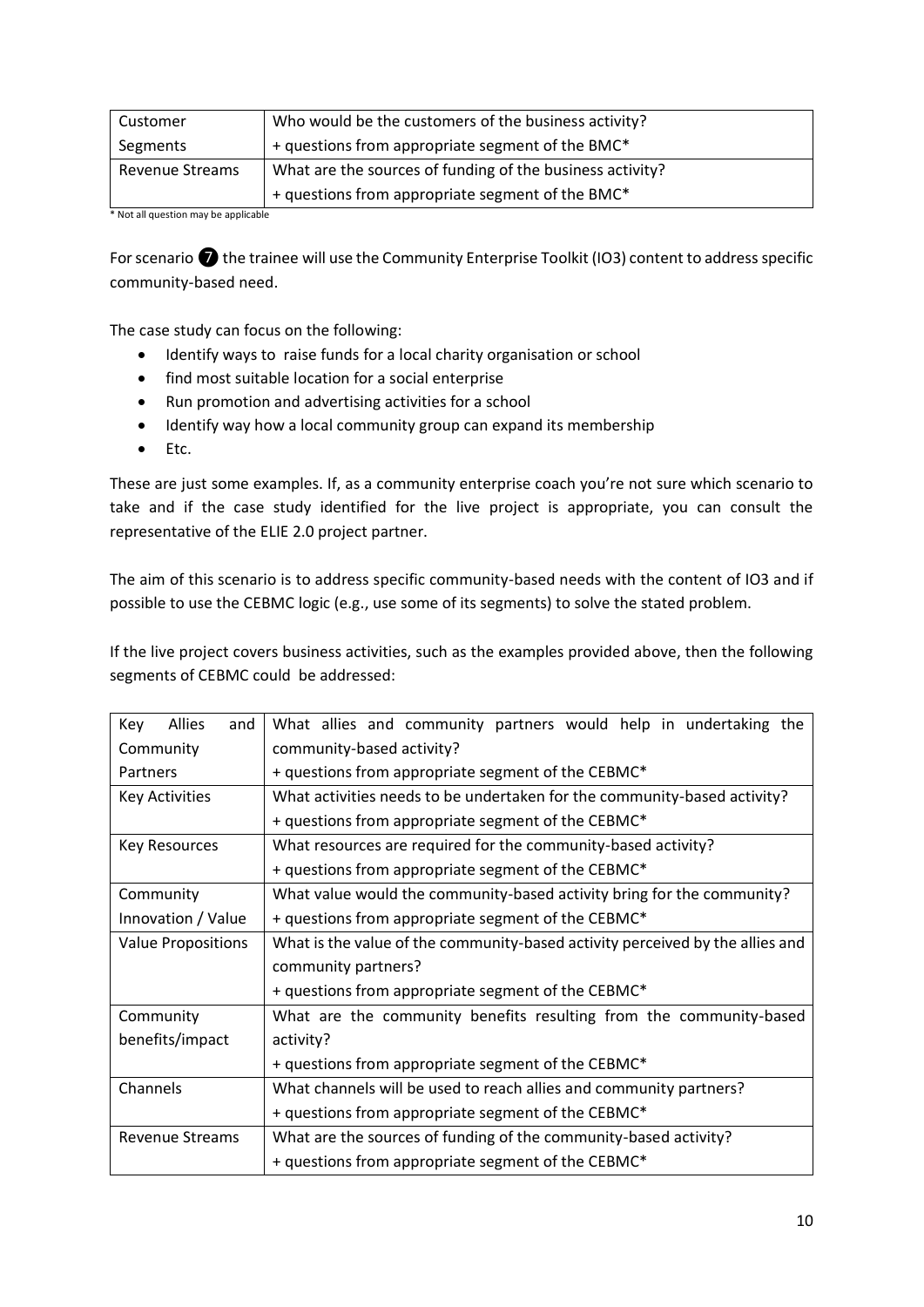| Customer Segments | Who would be the customers of the business activity?<br>+ questions from appropriate segment of the BMC* |
|---|---|
| Revenue Streams | What are the sources of funding of the business activity?<br>+ questions from appropriate segment of the BMC* |

* Not all question may be applicable

For scenario ➐ the trainee will use the Community Enterprise Toolkit (IO3) content to address specific community-based need.

The case study can focus on the following:

- Identify ways to raise funds for a local charity organisation or school
- find most suitable location for a social enterprise
- Run promotion and advertising activities for a school
- Identify way how a local community group can expand its membership
- Etc.

These are just some examples. If, as a community enterprise coach you're not sure which scenario to take and if the case study identified for the live project is appropriate, you can consult the representative of the ELIE 2.0 project partner.

The aim of this scenario is to address specific community-based needs with the content of IO3 and if possible to use the CEBMC logic (e.g., use some of its segments) to solve the stated problem.

If the live project covers business activities, such as the examples provided above, then the following segments of CEBMC could be addressed:

| Key Allies and Community Partners | What allies and community partners would help in undertaking the community-based activity?<br>+ questions from appropriate segment of the CEBMC* |
|---|---|
| Key Activities | What activities needs to be undertaken for the community-based activity?<br>+ questions from appropriate segment of the CEBMC* |
| Key Resources | What resources are required for the community-based activity?<br>+ questions from appropriate segment of the CEBMC* |
| Community Innovation / Value | What value would the community-based activity bring for the community?<br>+ questions from appropriate segment of the CEBMC* |
| Value Propositions | What is the value of the community-based activity perceived by the allies and community partners?<br>+ questions from appropriate segment of the CEBMC* |
| Community benefits/impact | What are the community benefits resulting from the community-based activity?<br>+ questions from appropriate segment of the CEBMC* |
| Channels | What channels will be used to reach allies and community partners?<br>+ questions from appropriate segment of the CEBMC* |
| Revenue Streams | What are the sources of funding of the community-based activity?<br>+ questions from appropriate segment of the CEBMC* |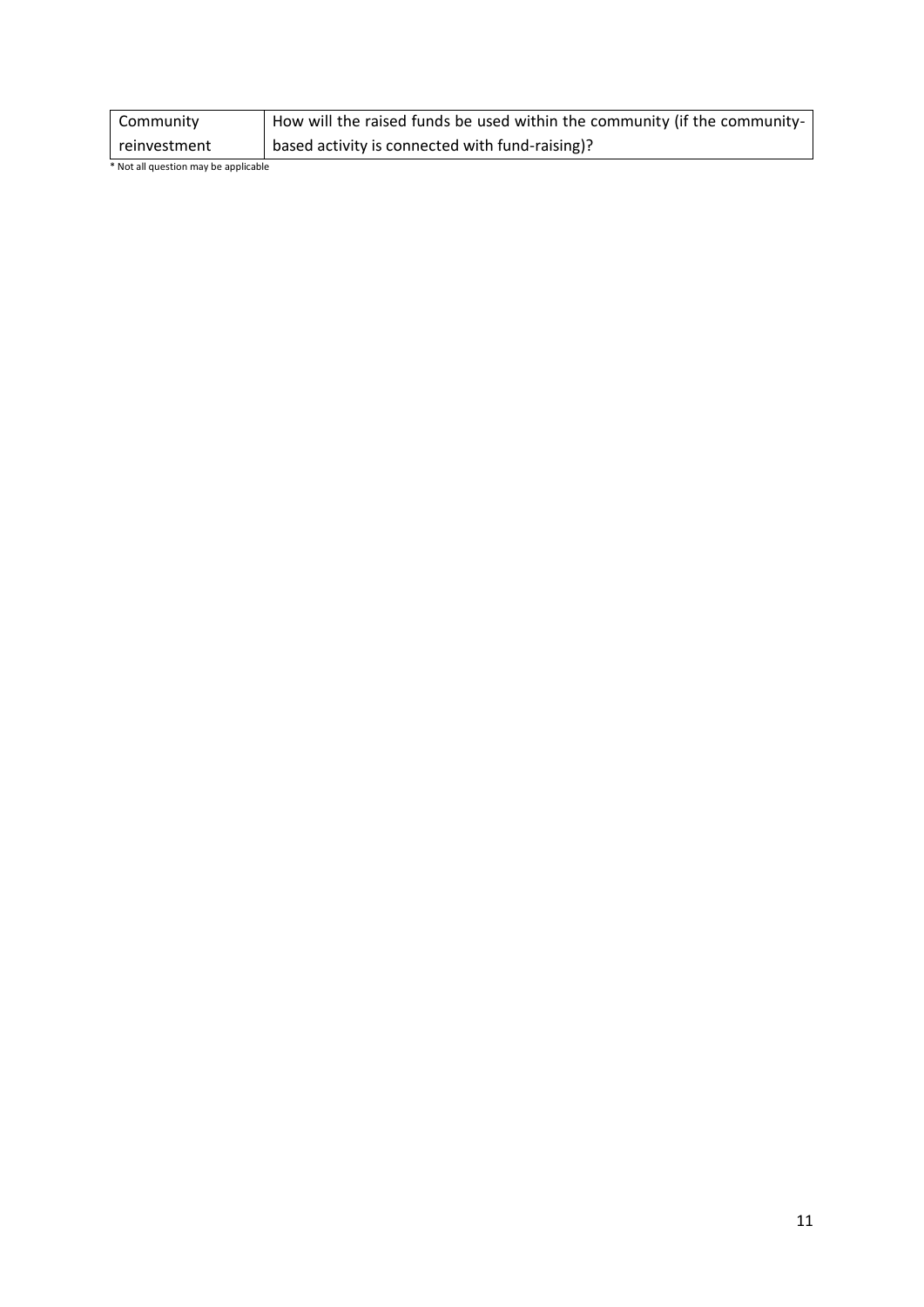| Community reinvestment | How will the raised funds be used within the community (if the community-based activity is connected with fund-raising)? |
|---|---|

* Not all question may be applicable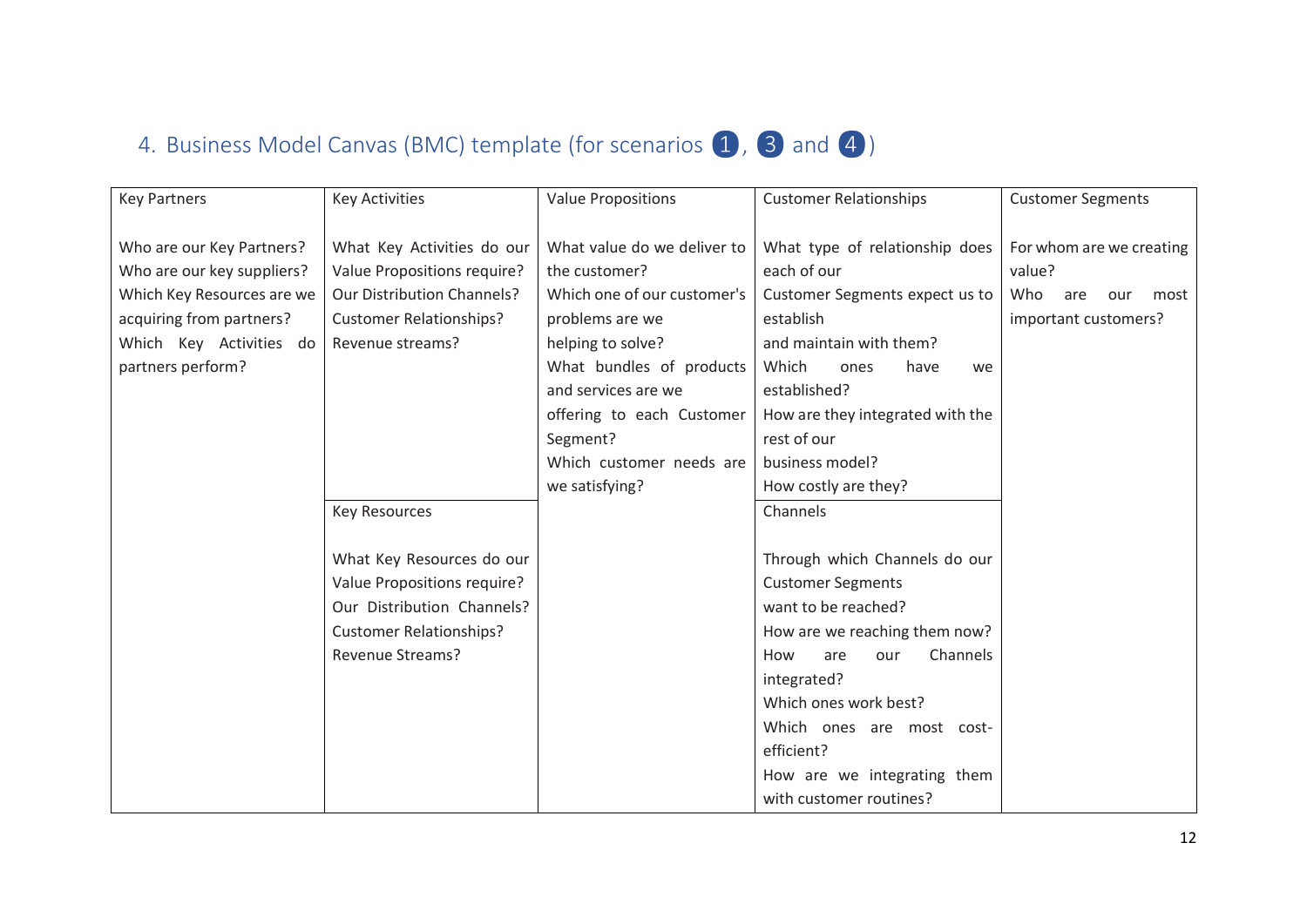## 4. Business Model Canvas (BMC) template (for scenarios ❶, ❸ and ❹)

| Key Partners | Key Activities | Value Propositions | Customer Relationships | Customer Segments |
|---|---|---|---|---|
| Who are our Key Partners?<br>Who are our key suppliers?<br>Which Key Resources are we acquiring from partners?<br>Which Key Activities do partners perform? | What Key Activities do our Value Propositions require?<br>Our Distribution Channels?<br>Customer Relationships?<br>Revenue streams? | What value do we deliver to the customer?<br>Which one of our customer's problems are we helping to solve?<br>What bundles of products and services are we offering to each Customer Segment?<br>Which customer needs are we satisfying? | What type of relationship does each of our Customer Segments expect us to establish and maintain with them?<br>Which ones have we established?<br>How are they integrated with the rest of our business model?<br>How costly are they? | For whom are we creating value?<br>Who are our most important customers? |
| | **Key Resources** | | **Channels** | |
| | What Key Resources do our Value Propositions require?<br>Our Distribution Channels?<br>Customer Relationships?<br>Revenue Streams? | | Through which Channels do our Customer Segments want to be reached?<br>How are we reaching them now?<br>How are our Channels integrated?<br>Which ones work best?<br>Which ones are most cost-efficient?<br>How are we integrating them with customer routines? | |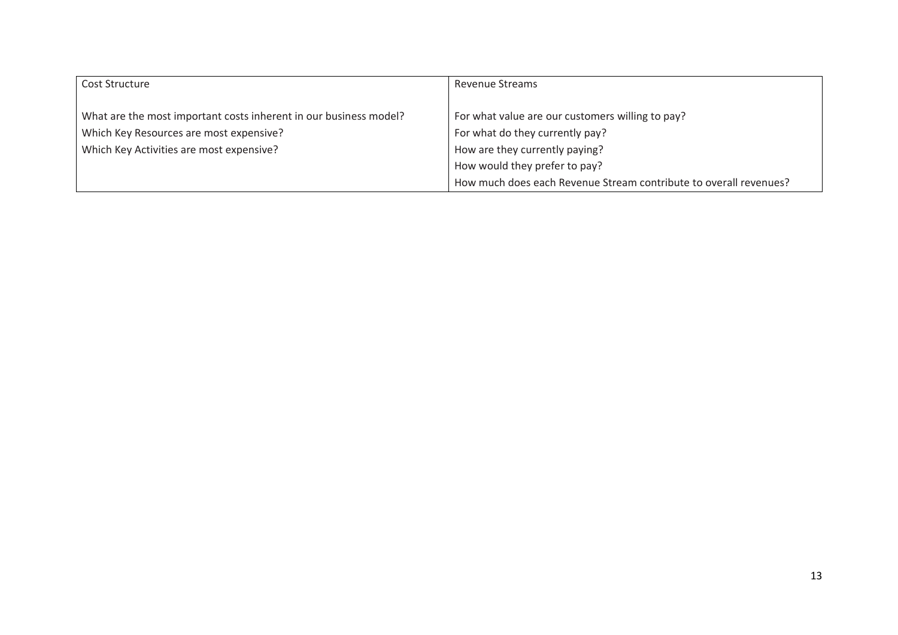| Cost Structure | Revenue Streams |
| --- | --- |
| What are the most important costs inherent in our business model?<br>Which Key Resources are most expensive?<br>Which Key Activities are most expensive? | For what value are our customers willing to pay?<br>For what do they currently pay?<br>How are they currently paying?<br>How would they prefer to pay?<br>How much does each Revenue Stream contribute to overall revenues? |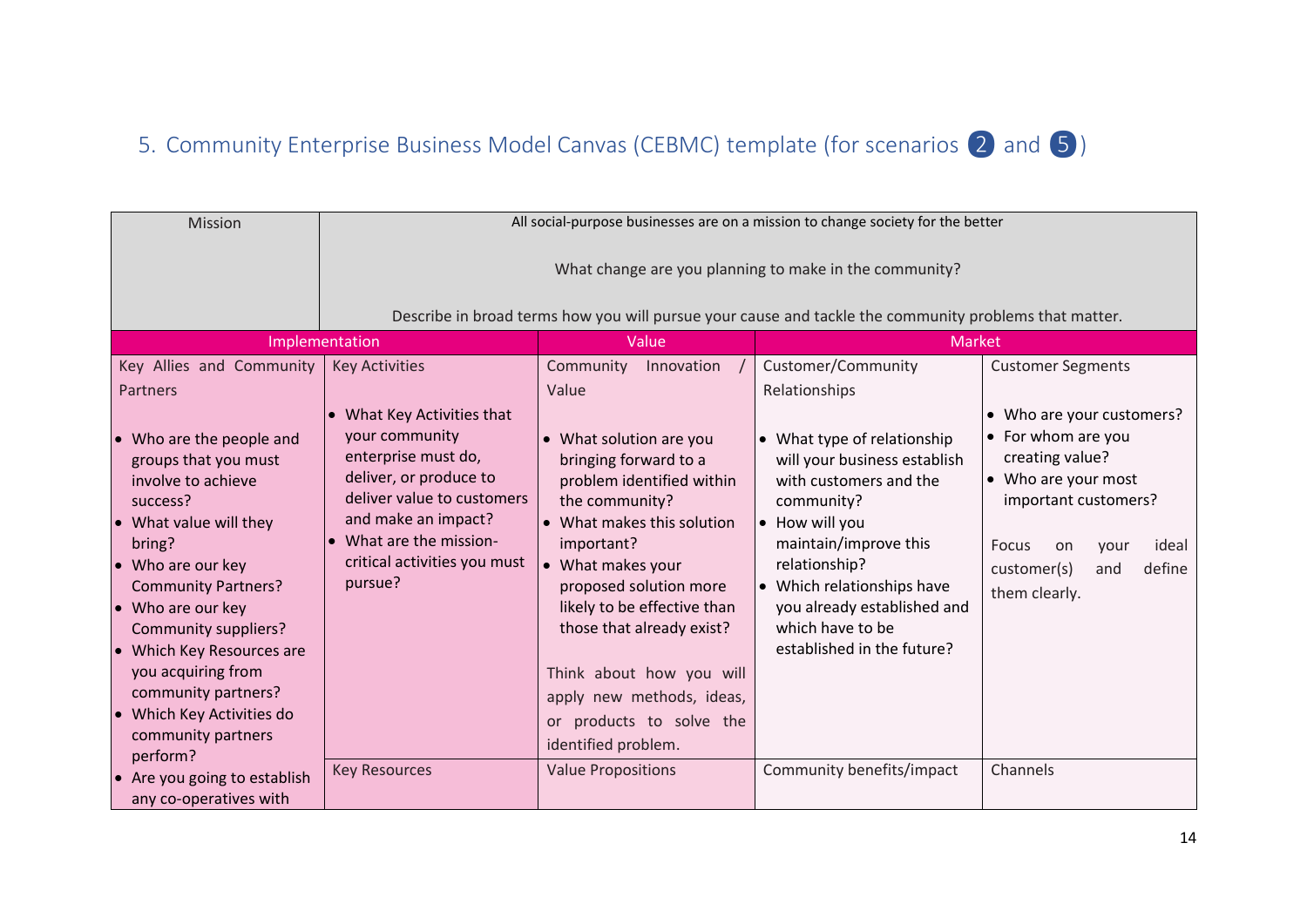## 5. Community Enterprise Business Model Canvas (CEBMC) template (for scenarios 2 and 5)

| Mission | All social-purpose businesses are on a mission to change society for the better<br><br>What change are you planning to make in the community?<br><br>Describe in broad terms how you will pursue your cause and tackle the community problems that matter. | | | |
|---|---|---|---|---|
| **Implementation** | | **Value** | **Market** | |
| Key Allies and Community Partners<br><br>• Who are the people and groups that you must involve to achieve success?<br>• What value will they bring?<br>• Who are our key Community Partners?<br>• Who are our key Community suppliers?<br>• Which Key Resources are you acquiring from community partners?<br>• Which Key Activities do community partners perform?<br>• Are you going to establish any co-operatives with | Key Activities<br><br>• What Key Activities that your community enterprise must do, deliver, or produce to deliver value to customers and make an impact?<br>• What are the mission-critical activities you must pursue? | Community Innovation / Value<br><br>• What solution are you bringing forward to a problem identified within the community?<br>• What makes this solution important?<br>• What makes your proposed solution more likely to be effective than those that already exist?<br><br>Think about how you will apply new methods, ideas, or products to solve the identified problem. | Customer/Community Relationships<br><br>• What type of relationship will your business establish with customers and the community?<br>• How will you maintain/improve this relationship?<br>• Which relationships have you already established and which have to be established in the future? | Customer Segments<br><br>• Who are your customers?<br>• For whom are you creating value?<br>• Who are your most important customers?<br><br>Focus on your ideal customer(s) and define them clearly. |
| | Key Resources | Value Propositions | Community benefits/impact | Channels |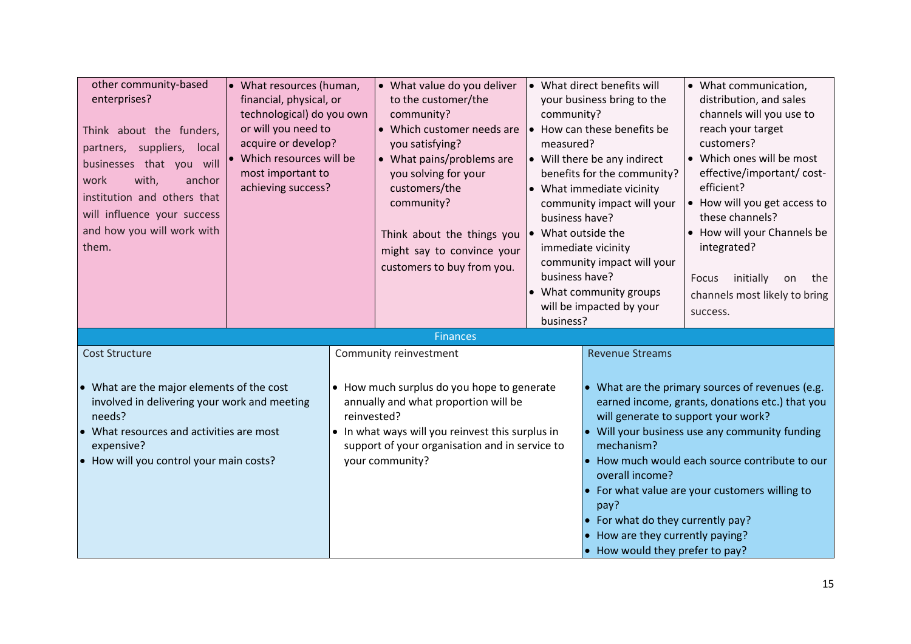| | | | | |
|---|---|---|---|---|
| other community-based enterprises?<br><br>Think about the funders, partners, suppliers, local businesses that you will work with, anchor institution and others that will influence your success and how you will work with them. | • What resources (human, financial, physical, or technological) do you own or will you need to acquire or develop?<br>• Which resources will be most important to achieving success? | • What value do you deliver to the customer/the community?<br>• Which customer needs are you satisfying?<br>• What pains/problems are you solving for your customers/the community?<br><br>Think about the things you might say to convince your customers to buy from you. | • What direct benefits will your business bring to the community?<br>• How can these benefits be measured?<br>• Will there be any indirect benefits for the community?<br>• What immediate vicinity community impact will your business have?<br>• What outside the immediate vicinity community impact will your business have?<br>• What community groups will be impacted by your business? | • What communication, distribution, and sales channels will you use to reach your target customers?<br>• Which ones will be most effective/important/ cost-efficient?<br>• How will you get access to these channels?<br>• How will your Channels be integrated?<br><br>Focus initially on the channels most likely to bring success. |

| Finances | | |
|---|---|---|
| Cost Structure | Community reinvestment | Revenue Streams |
| • What are the major elements of the cost involved in delivering your work and meeting needs?<br>• What resources and activities are most expensive?<br>• How will you control your main costs? | • How much surplus do you hope to generate annually and what proportion will be reinvested?<br>• In what ways will you reinvest this surplus in support of your organisation and in service to your community? | • What are the primary sources of revenues (e.g. earned income, grants, donations etc.) that you will generate to support your work?<br>• Will your business use any community funding mechanism?<br>• How much would each source contribute to our overall income?<br>• For what value are your customers willing to pay?<br>• For what do they currently pay?<br>• How are they currently paying?<br>• How would they prefer to pay? |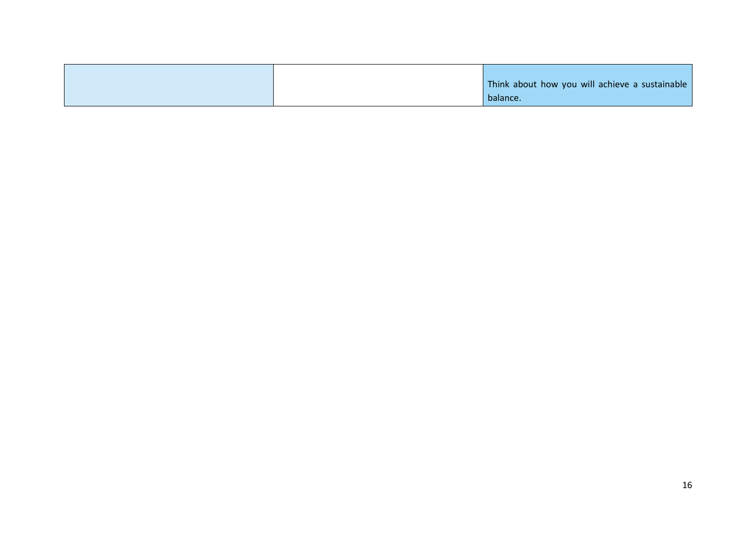|  |  |  |
|---|---|---|
|  |  | Think about how you will achieve a sustainable balance. |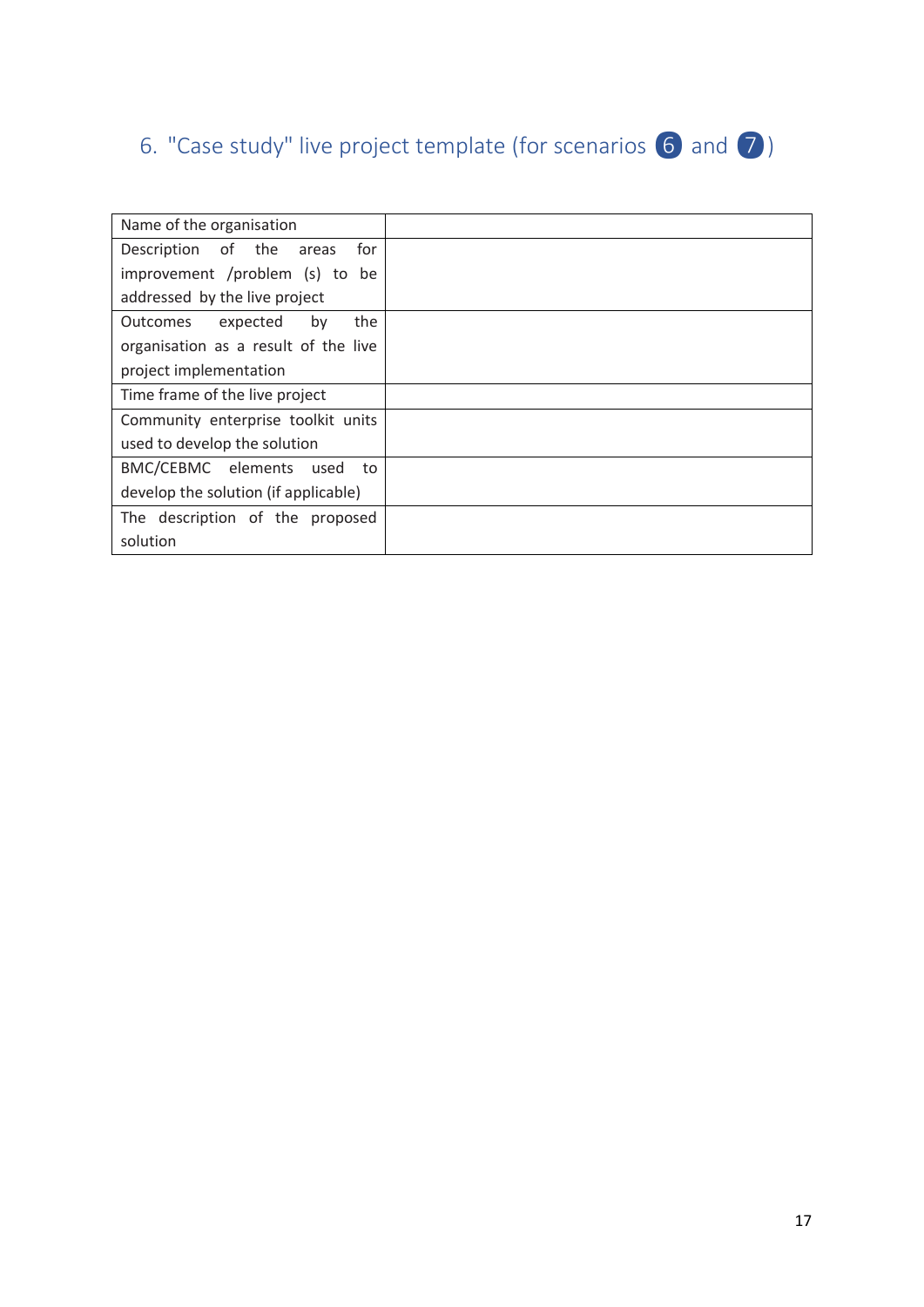## 6. "Case study" live project template (for scenarios 6 and 7)

| Name of the organisation | |
|---|---|
| Description of the areas for improvement /problem (s) to be addressed by the live project | |
| Outcomes expected by the organisation as a result of the live project implementation | |
| Time frame of the live project | |
| Community enterprise toolkit units used to develop the solution | |
| BMC/CEBMC elements used to develop the solution (if applicable) | |
| The description of the proposed solution | |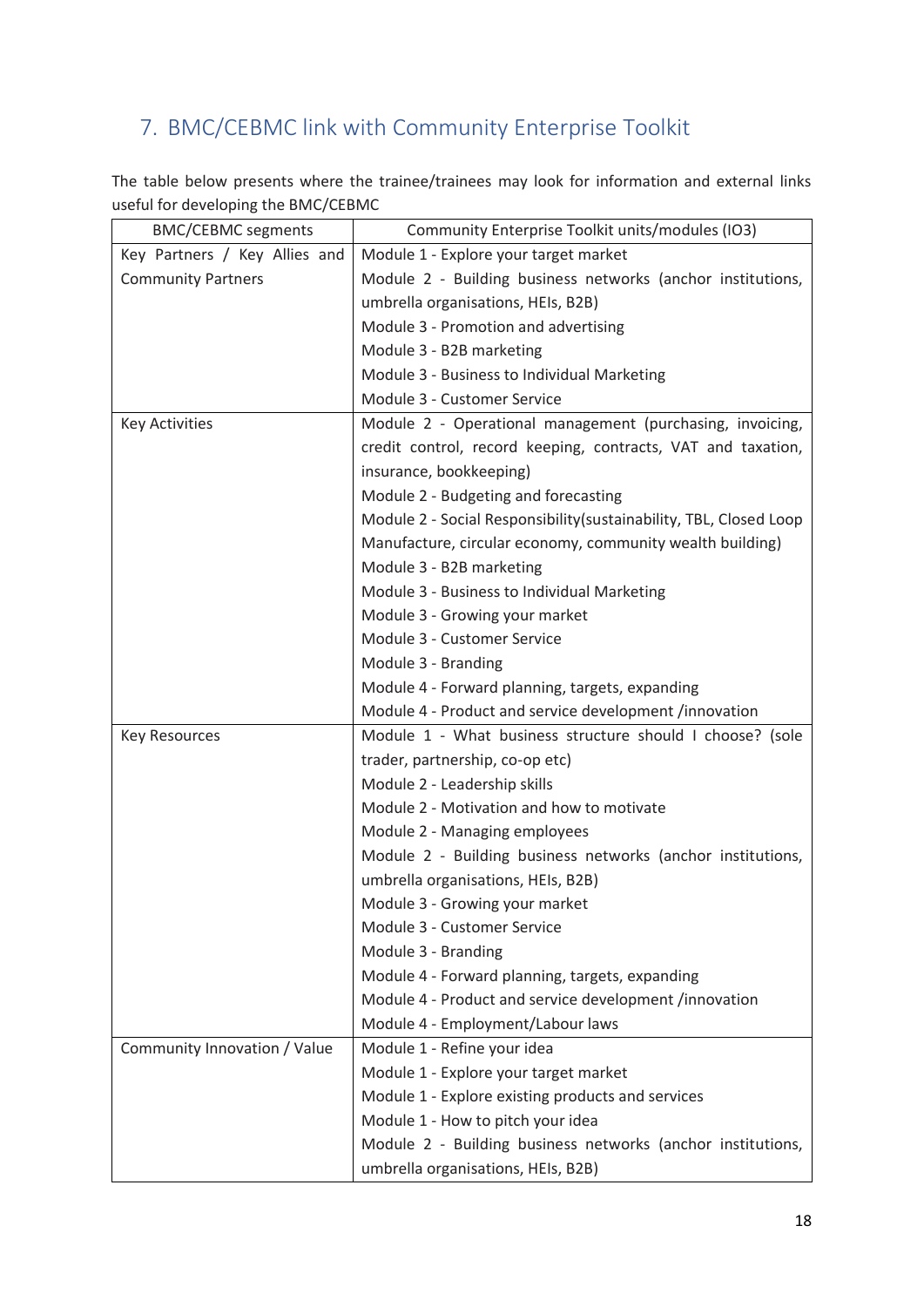## 7. BMC/CEBMC link with Community Enterprise Toolkit

The table below presents where the trainee/trainees may look for information and external links useful for developing the BMC/CEBMC

| BMC/CEBMC segments | Community Enterprise Toolkit units/modules (IO3) |
|---|---|
| Key Partners / Key Allies and Community Partners | Module 1 - Explore your target market<br>Module 2 - Building business networks (anchor institutions, umbrella organisations, HEIs, B2B)<br>Module 3 - Promotion and advertising<br>Module 3 - B2B marketing<br>Module 3 - Business to Individual Marketing<br>Module 3 - Customer Service |
| Key Activities | Module 2 - Operational management (purchasing, invoicing, credit control, record keeping, contracts, VAT and taxation, insurance, bookkeeping)<br>Module 2 - Budgeting and forecasting<br>Module 2 - Social Responsibility(sustainability, TBL, Closed Loop Manufacture, circular economy, community wealth building)<br>Module 3 - B2B marketing<br>Module 3 - Business to Individual Marketing<br>Module 3 - Growing your market<br>Module 3 - Customer Service<br>Module 3 - Branding<br>Module 4 - Forward planning, targets, expanding<br>Module 4 - Product and service development /innovation |
| Key Resources | Module 1 - What business structure should I choose? (sole trader, partnership, co-op etc)<br>Module 2 - Leadership skills<br>Module 2 - Motivation and how to motivate<br>Module 2 - Managing employees<br>Module 2 - Building business networks (anchor institutions, umbrella organisations, HEIs, B2B)<br>Module 3 - Growing your market<br>Module 3 - Customer Service<br>Module 3 - Branding<br>Module 4 - Forward planning, targets, expanding<br>Module 4 - Product and service development /innovation<br>Module 4 - Employment/Labour laws |
| Community Innovation / Value | Module 1 - Refine your idea<br>Module 1 - Explore your target market<br>Module 1 - Explore existing products and services<br>Module 1 - How to pitch your idea<br>Module 2 - Building business networks (anchor institutions, umbrella organisations, HEIs, B2B) |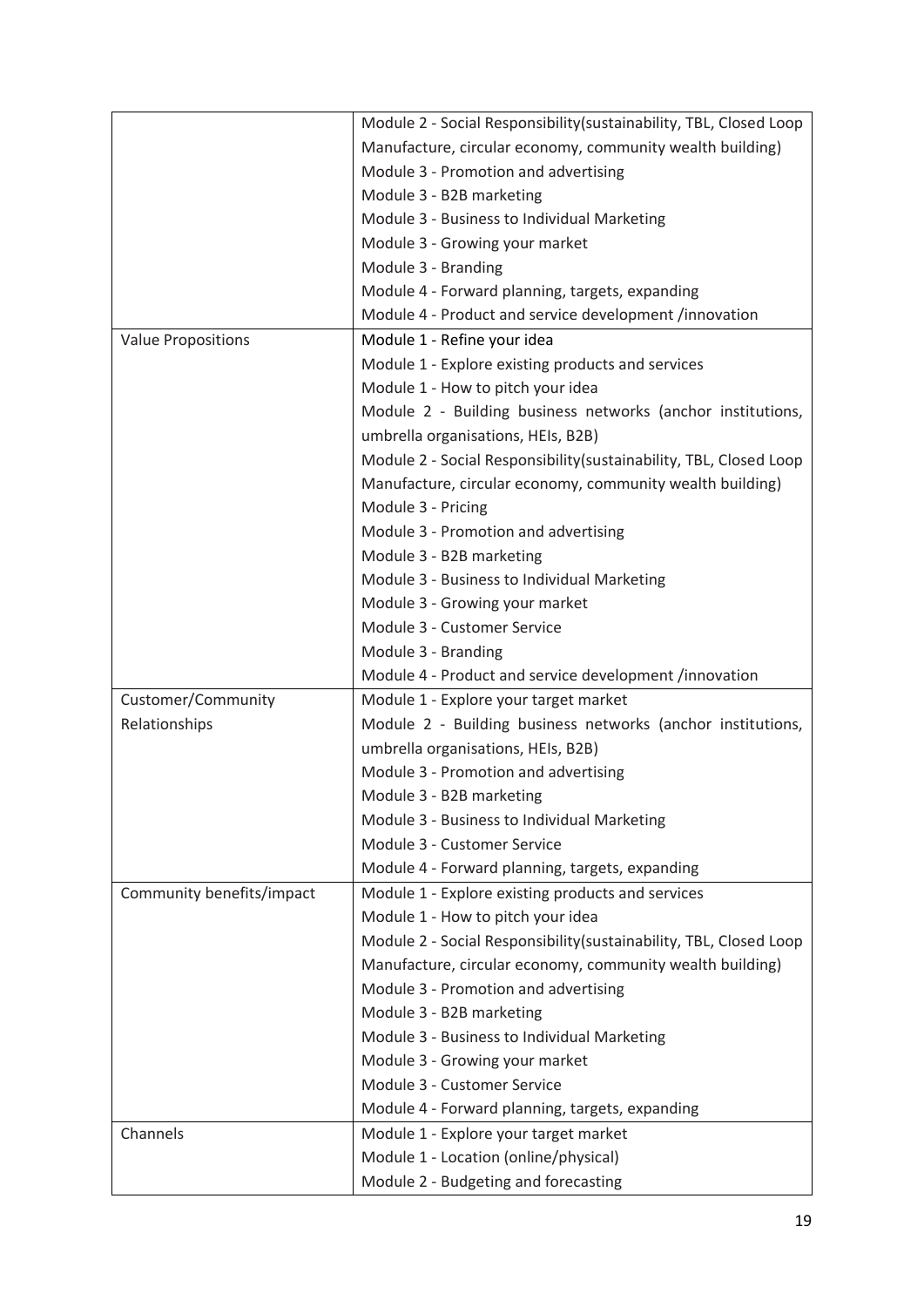| | |
|---|---|
| | Module 2 - Social Responsibility(sustainability, TBL, Closed Loop Manufacture, circular economy, community wealth building)<br>Module 3 - Promotion and advertising<br>Module 3 - B2B marketing<br>Module 3 - Business to Individual Marketing<br>Module 3 - Growing your market<br>Module 3 - Branding<br>Module 4 - Forward planning, targets, expanding<br>Module 4 - Product and service development /innovation |
| Value Propositions | Module 1 - Refine your idea<br>Module 1 - Explore existing products and services<br>Module 1 - How to pitch your idea<br>Module 2 - Building business networks (anchor institutions, umbrella organisations, HEIs, B2B)<br>Module 2 - Social Responsibility(sustainability, TBL, Closed Loop Manufacture, circular economy, community wealth building)<br>Module 3 - Pricing<br>Module 3 - Promotion and advertising<br>Module 3 - B2B marketing<br>Module 3 - Business to Individual Marketing<br>Module 3 - Growing your market<br>Module 3 - Customer Service<br>Module 3 - Branding<br>Module 4 - Product and service development /innovation |
| Customer/Community Relationships | Module 1 - Explore your target market<br>Module 2 - Building business networks (anchor institutions, umbrella organisations, HEIs, B2B)<br>Module 3 - Promotion and advertising<br>Module 3 - B2B marketing<br>Module 3 - Business to Individual Marketing<br>Module 3 - Customer Service<br>Module 4 - Forward planning, targets, expanding |
| Community benefits/impact | Module 1 - Explore existing products and services<br>Module 1 - How to pitch your idea<br>Module 2 - Social Responsibility(sustainability, TBL, Closed Loop Manufacture, circular economy, community wealth building)<br>Module 3 - Promotion and advertising<br>Module 3 - B2B marketing<br>Module 3 - Business to Individual Marketing<br>Module 3 - Growing your market<br>Module 3 - Customer Service<br>Module 4 - Forward planning, targets, expanding |
| Channels | Module 1 - Explore your target market<br>Module 1 - Location (online/physical)<br>Module 2 - Budgeting and forecasting |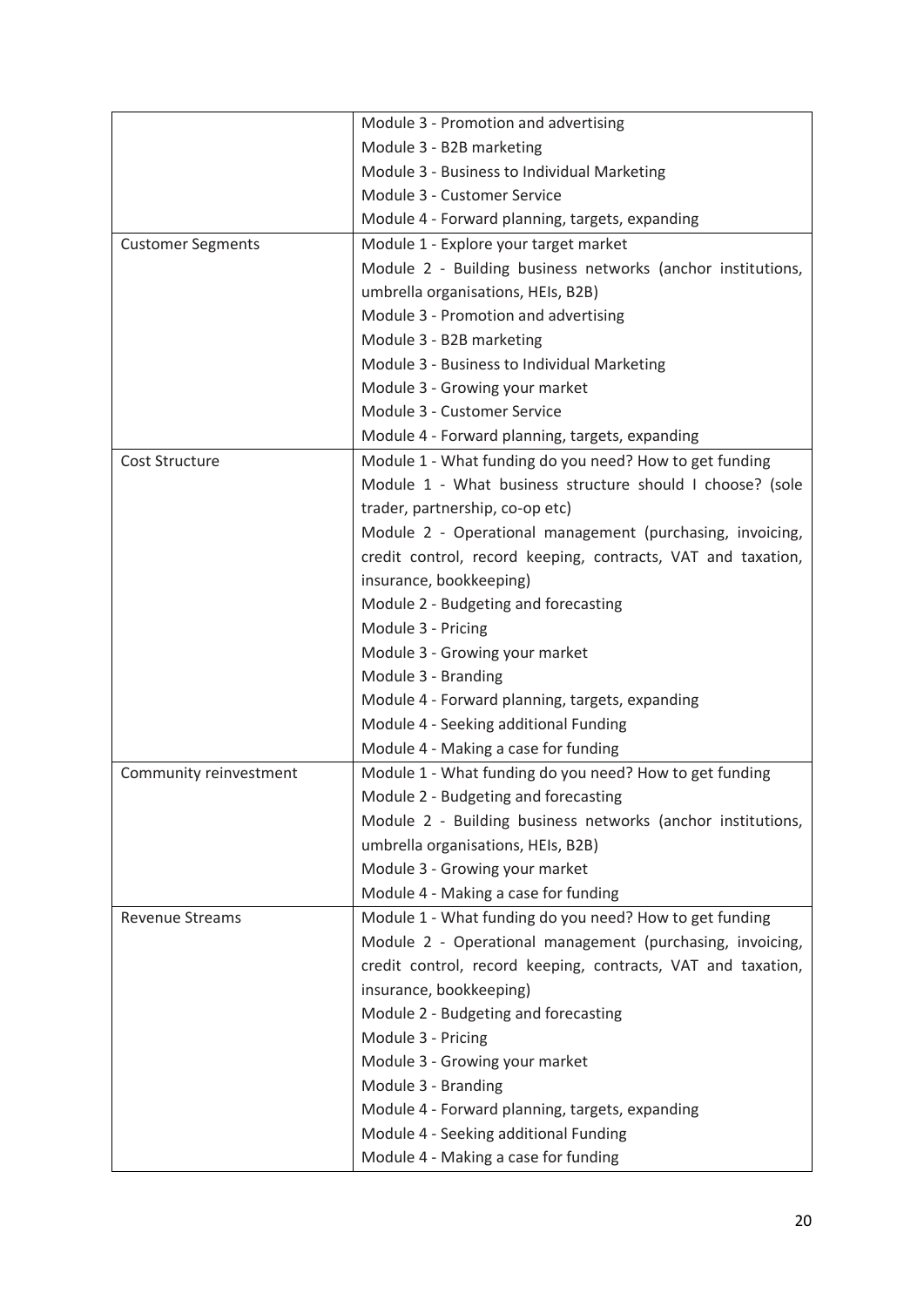| | |
|---|---|
| | Module 3 - Promotion and advertising<br>Module 3 - B2B marketing<br>Module 3 - Business to Individual Marketing<br>Module 3 - Customer Service<br>Module 4 - Forward planning, targets, expanding |
| Customer Segments | Module 1 - Explore your target market<br>Module 2 - Building business networks (anchor institutions, umbrella organisations, HEIs, B2B)<br>Module 3 - Promotion and advertising<br>Module 3 - B2B marketing<br>Module 3 - Business to Individual Marketing<br>Module 3 - Growing your market<br>Module 3 - Customer Service<br>Module 4 - Forward planning, targets, expanding |
| Cost Structure | Module 1 - What funding do you need? How to get funding<br>Module 1 - What business structure should I choose? (sole trader, partnership, co-op etc)<br>Module 2 - Operational management (purchasing, invoicing, credit control, record keeping, contracts, VAT and taxation, insurance, bookkeeping)<br>Module 2 - Budgeting and forecasting<br>Module 3 - Pricing<br>Module 3 - Growing your market<br>Module 3 - Branding<br>Module 4 - Forward planning, targets, expanding<br>Module 4 - Seeking additional Funding<br>Module 4 - Making a case for funding |
| Community reinvestment | Module 1 - What funding do you need? How to get funding<br>Module 2 - Budgeting and forecasting<br>Module 2 - Building business networks (anchor institutions, umbrella organisations, HEIs, B2B)<br>Module 3 - Growing your market<br>Module 4 - Making a case for funding |
| Revenue Streams | Module 1 - What funding do you need? How to get funding<br>Module 2 - Operational management (purchasing, invoicing, credit control, record keeping, contracts, VAT and taxation, insurance, bookkeeping)<br>Module 2 - Budgeting and forecasting<br>Module 3 - Pricing<br>Module 3 - Growing your market<br>Module 3 - Branding<br>Module 4 - Forward planning, targets, expanding<br>Module 4 - Seeking additional Funding<br>Module 4 - Making a case for funding |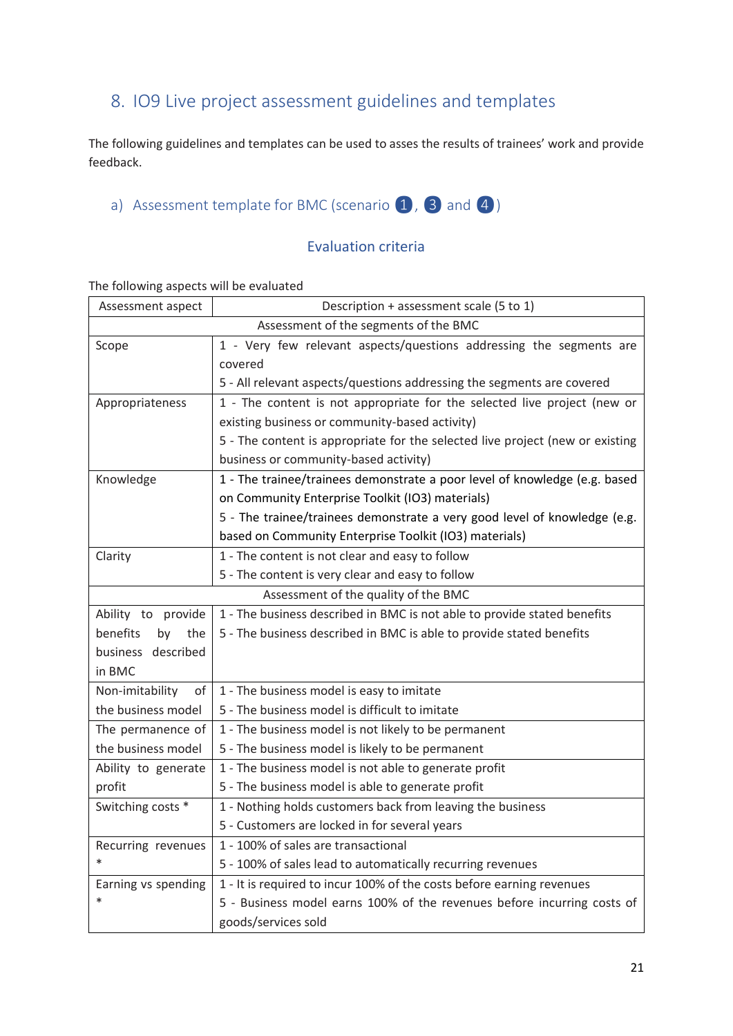# 8. IO9 Live project assessment guidelines and templates

The following guidelines and templates can be used to asses the results of trainees' work and provide feedback.

## a) Assessment template for BMC (scenario 1, 3 and 4)

### Evaluation criteria

The following aspects will be evaluated

| Assessment aspect | Description + assessment scale (5 to 1) |
|---|---|
| Assessment of the segments of the BMC | |
| Scope | 1 - Very few relevant aspects/questions addressing the segments are covered<br>5 - All relevant aspects/questions addressing the segments are covered |
| Appropriateness | 1 - The content is not appropriate for the selected live project (new or existing business or community-based activity)<br>5 - The content is appropriate for the selected live project (new or existing business or community-based activity) |
| Knowledge | 1 - The trainee/trainees demonstrate a poor level of knowledge (e.g. based on Community Enterprise Toolkit (IO3) materials)<br>5 - The trainee/trainees demonstrate a very good level of knowledge (e.g. based on Community Enterprise Toolkit (IO3) materials) |
| Clarity | 1 - The content is not clear and easy to follow<br>5 - The content is very clear and easy to follow |
| Assessment of the quality of the BMC | |
| Ability to provide benefits by the business described in BMC | 1 - The business described in BMC is not able to provide stated benefits<br>5 - The business described in BMC is able to provide stated benefits |
| Non-imitability of the business model | 1 - The business model is easy to imitate<br>5 - The business model is difficult to imitate |
| The permanence of the business model | 1 - The business model is not likely to be permanent<br>5 - The business model is likely to be permanent |
| Ability to generate profit | 1 - The business model is not able to generate profit<br>5 - The business model is able to generate profit |
| Switching costs * | 1 - Nothing holds customers back from leaving the business<br>5 - Customers are locked in for several years |
| Recurring revenues * | 1 - 100% of sales are transactional<br>5 - 100% of sales lead to automatically recurring revenues |
| Earning vs spending * | 1 - It is required to incur 100% of the costs before earning revenues<br>5 - Business model earns 100% of the revenues before incurring costs of goods/services sold |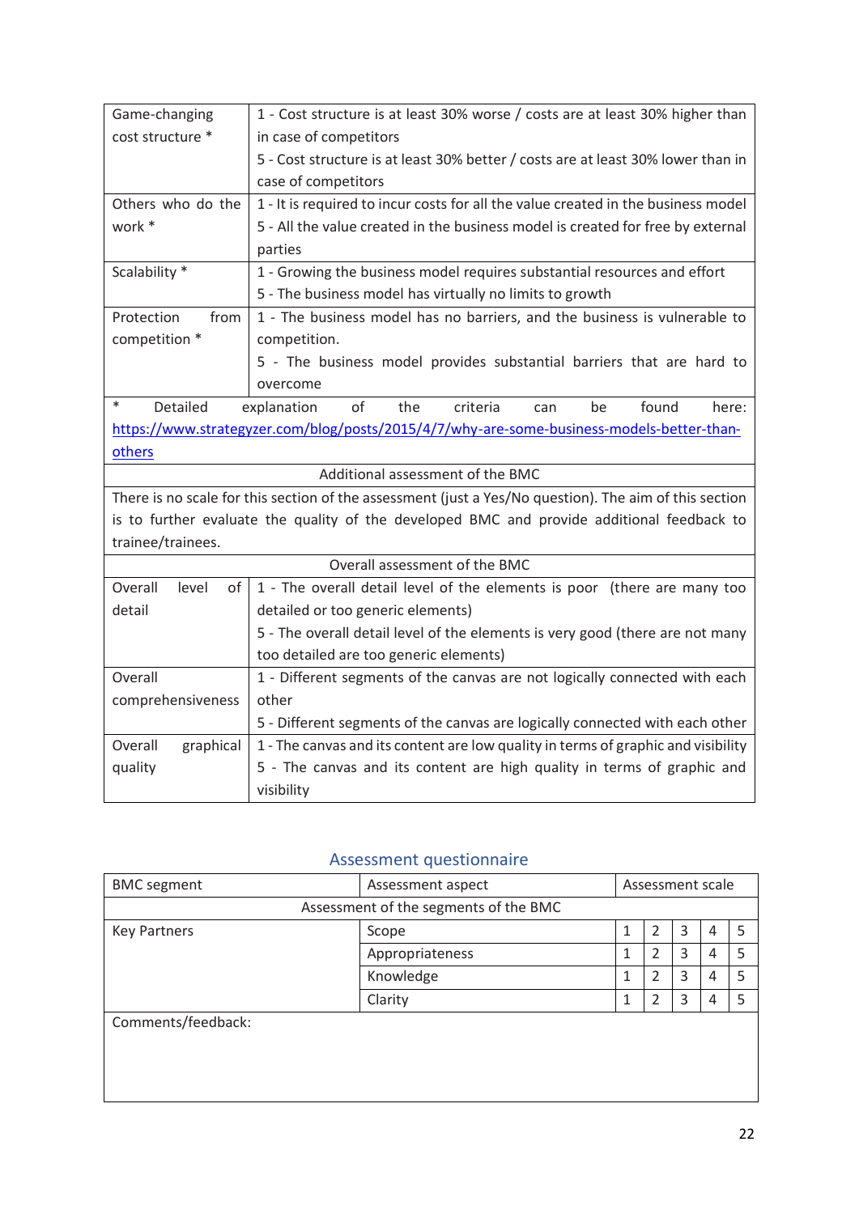| | |
|---|---|
| Game-changing cost structure * | 1 - Cost structure is at least 30% worse / costs are at least 30% higher than in case of competitors<br>5 - Cost structure is at least 30% better / costs are at least 30% lower than in case of competitors |
| Others who do the work * | 1 - It is required to incur costs for all the value created in the business model<br>5 - All the value created in the business model is created for free by external parties |
| Scalability * | 1 - Growing the business model requires substantial resources and effort<br>5 - The business model has virtually no limits to growth |
| Protection from competition * | 1 - The business model has no barriers, and the business is vulnerable to competition.<br>5 - The business model provides substantial barriers that are hard to overcome |
| * Detailed explanation of the criteria can be found here: [https://www.strategyzer.com/blog/posts/2015/4/7/why-are-some-business-models-better-than-others](https://www.strategyzer.com/blog/posts/2015/4/7/why-are-some-business-models-better-than-others) | |
| Additional assessment of the BMC | |
| There is no scale for this section of the assessment (just a Yes/No question). The aim of this section is to further evaluate the quality of the developed BMC and provide additional feedback to trainee/trainees. | |
| Overall assessment of the BMC | |
| Overall level of detail | 1 - The overall detail level of the elements is poor (there are many too detailed or too generic elements)<br>5 - The overall detail level of the elements is very good (there are not many too detailed are too generic elements) |
| Overall comprehensiveness | 1 - Different segments of the canvas are not logically connected with each other<br>5 - Different segments of the canvas are logically connected with each other |
| Overall graphical quality | 1 - The canvas and its content are low quality in terms of graphic and visibility<br>5 - The canvas and its content are high quality in terms of graphic and visibility |

## Assessment questionnaire

| BMC segment | Assessment aspect | Assessment scale | | | | |
|---|---|---|---|---|---|---|
| Assessment of the segments of the BMC | | | | | | |
| Key Partners | Scope | 1 | 2 | 3 | 4 | 5 |
| | Appropriateness | 1 | 2 | 3 | 4 | 5 |
| | Knowledge | 1 | 2 | 3 | 4 | 5 |
| | Clarity | 1 | 2 | 3 | 4 | 5 |
| Comments/feedback: | | | | | | |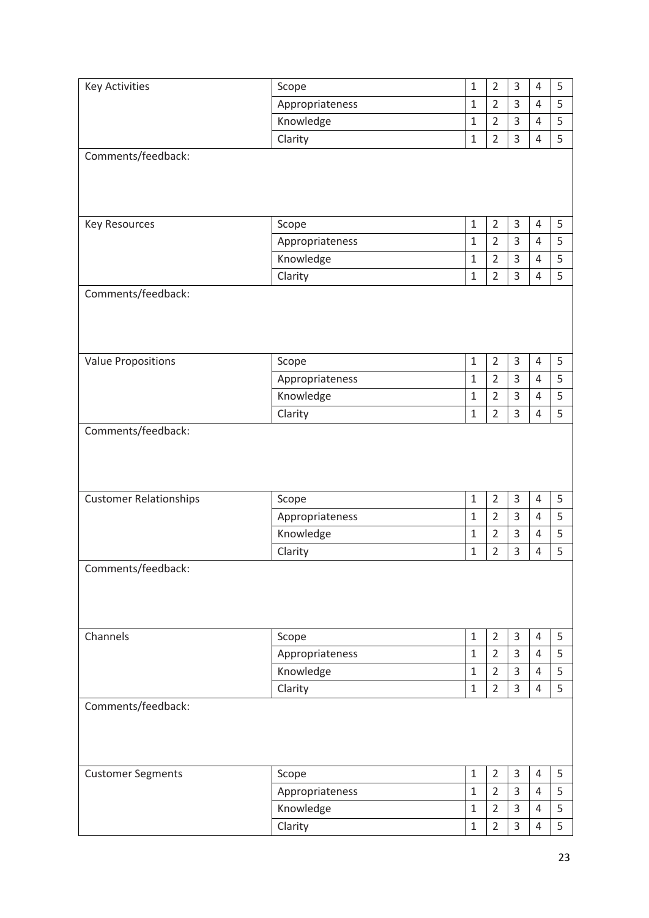| Key Activities | Scope | 1 | 2 | 3 | 4 | 5 |
|---|---|---|---|---|---|---|
| | Appropriateness | 1 | 2 | 3 | 4 | 5 |
| | Knowledge | 1 | 2 | 3 | 4 | 5 |
| | Clarity | 1 | 2 | 3 | 4 | 5 |
| Comments/feedback: | | | | | | |
| Key Resources | Scope | 1 | 2 | 3 | 4 | 5 |
| | Appropriateness | 1 | 2 | 3 | 4 | 5 |
| | Knowledge | 1 | 2 | 3 | 4 | 5 |
| | Clarity | 1 | 2 | 3 | 4 | 5 |
| Comments/feedback: | | | | | | |
| Value Propositions | Scope | 1 | 2 | 3 | 4 | 5 |
| | Appropriateness | 1 | 2 | 3 | 4 | 5 |
| | Knowledge | 1 | 2 | 3 | 4 | 5 |
| | Clarity | 1 | 2 | 3 | 4 | 5 |
| Comments/feedback: | | | | | | |
| Customer Relationships | Scope | 1 | 2 | 3 | 4 | 5 |
| | Appropriateness | 1 | 2 | 3 | 4 | 5 |
| | Knowledge | 1 | 2 | 3 | 4 | 5 |
| | Clarity | 1 | 2 | 3 | 4 | 5 |
| Comments/feedback: | | | | | | |
| Channels | Scope | 1 | 2 | 3 | 4 | 5 |
| | Appropriateness | 1 | 2 | 3 | 4 | 5 |
| | Knowledge | 1 | 2 | 3 | 4 | 5 |
| | Clarity | 1 | 2 | 3 | 4 | 5 |
| Comments/feedback: | | | | | | |
| Customer Segments | Scope | 1 | 2 | 3 | 4 | 5 |
| | Appropriateness | 1 | 2 | 3 | 4 | 5 |
| | Knowledge | 1 | 2 | 3 | 4 | 5 |
| | Clarity | 1 | 2 | 3 | 4 | 5 |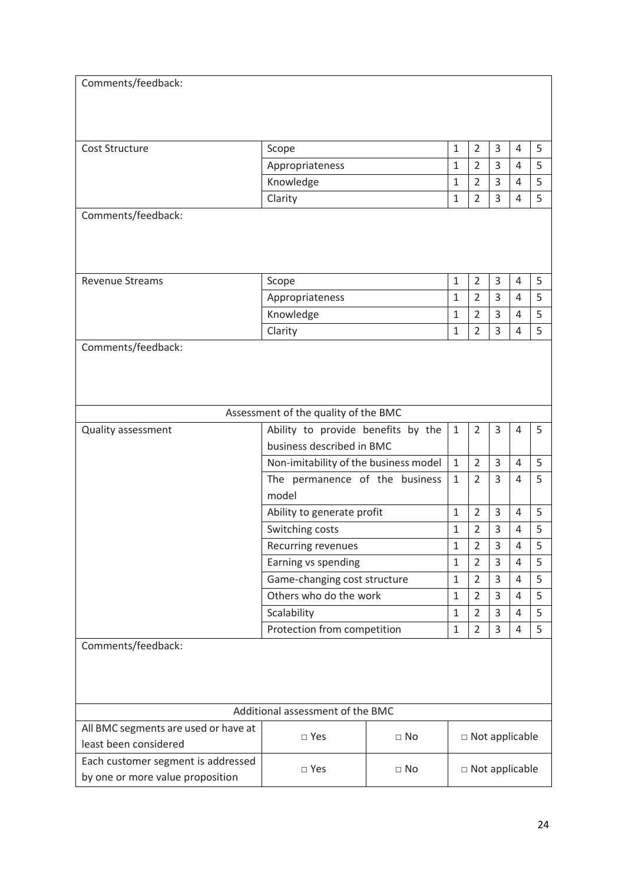| Comments/feedback: | | | | | | |
|---|---|---|---|---|---|---|
| | | | | | | |
| Cost Structure | Scope | 1 | 2 | 3 | 4 | 5 |
| | Appropriateness | 1 | 2 | 3 | 4 | 5 |
| | Knowledge | 1 | 2 | 3 | 4 | 5 |
| | Clarity | 1 | 2 | 3 | 4 | 5 |
| Comments/feedback: | | | | | | |
| Revenue Streams | Scope | 1 | 2 | 3 | 4 | 5 |
| | Appropriateness | 1 | 2 | 3 | 4 | 5 |
| | Knowledge | 1 | 2 | 3 | 4 | 5 |
| | Clarity | 1 | 2 | 3 | 4 | 5 |
| Comments/feedback: | | | | | | |
| Assessment of the quality of the BMC | | | | | | |
| Quality assessment | Ability to provide benefits by the business described in BMC | 1 | 2 | 3 | 4 | 5 |
| | Non-imitability of the business model | 1 | 2 | 3 | 4 | 5 |
| | The permanence of the business model | 1 | 2 | 3 | 4 | 5 |
| | Ability to generate profit | 1 | 2 | 3 | 4 | 5 |
| | Switching costs | 1 | 2 | 3 | 4 | 5 |
| | Recurring revenues | 1 | 2 | 3 | 4 | 5 |
| | Earning vs spending | 1 | 2 | 3 | 4 | 5 |
| | Game-changing cost structure | 1 | 2 | 3 | 4 | 5 |
| | Others who do the work | 1 | 2 | 3 | 4 | 5 |
| | Scalability | 1 | 2 | 3 | 4 | 5 |
| | Protection from competition | 1 | 2 | 3 | 4 | 5 |
| Comments/feedback: | | | | | | |

| Additional assessment of the BMC | | | |
|---|---|---|---|
| All BMC segments are used or have at least been considered | □ Yes | □ No | □ Not applicable |
| Each customer segment is addressed by one or more value proposition | □ Yes | □ No | □ Not applicable |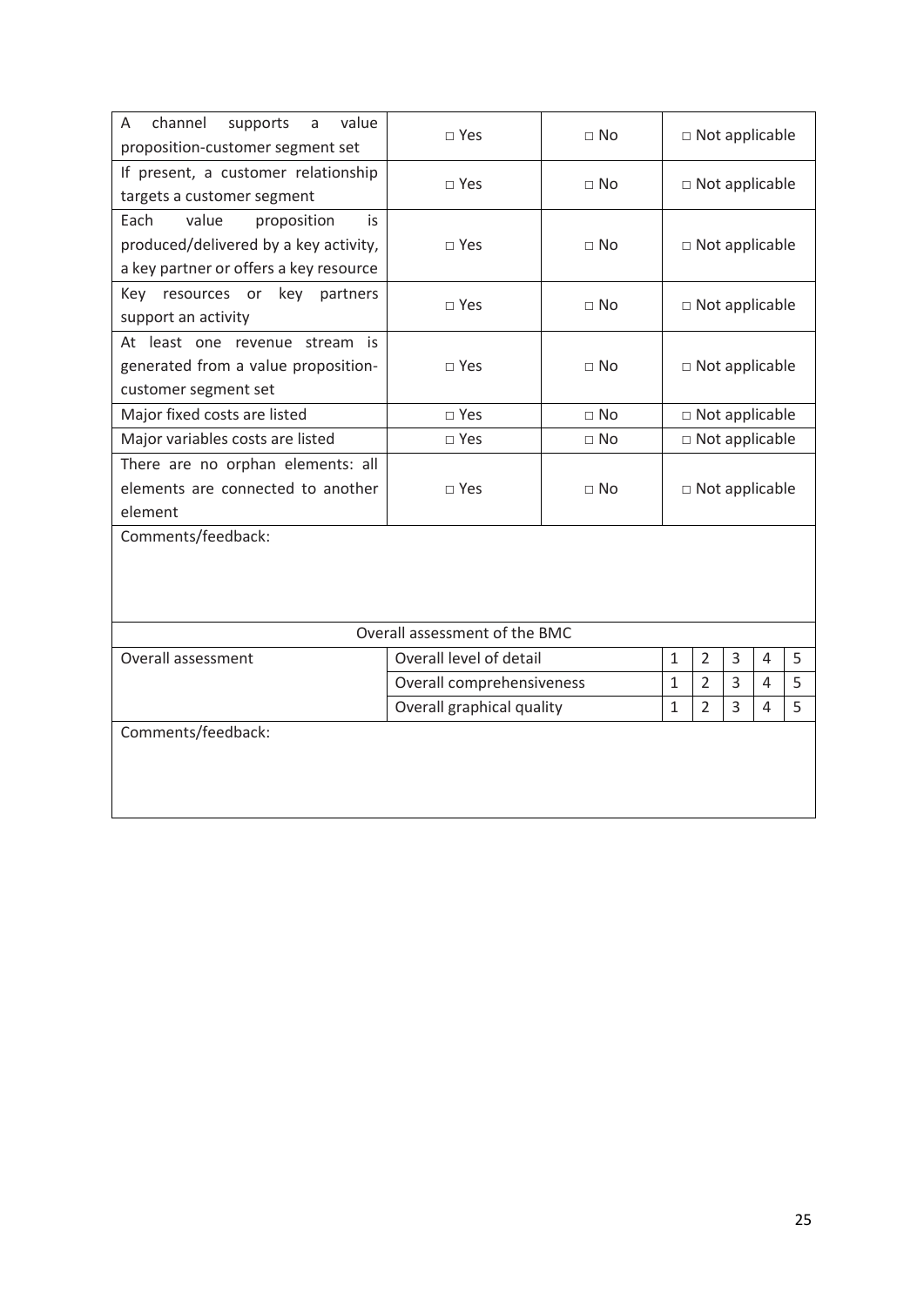| A channel supports a value proposition-customer segment set | □ Yes | □ No | □ Not applicable |
|---|---|---|---|
| If present, a customer relationship targets a customer segment | □ Yes | □ No | □ Not applicable |
| Each value proposition is produced/delivered by a key activity, a key partner or offers a key resource | □ Yes | □ No | □ Not applicable |
| Key resources or key partners support an activity | □ Yes | □ No | □ Not applicable |
| At least one revenue stream is generated from a value proposition-customer segment set | □ Yes | □ No | □ Not applicable |
| Major fixed costs are listed | □ Yes | □ No | □ Not applicable |
| Major variables costs are listed | □ Yes | □ No | □ Not applicable |
| There are no orphan elements: all elements are connected to another element | □ Yes | □ No | □ Not applicable |
| Comments/feedback: | | | |

| Overall assessment of the BMC | | | | | | | |
|---|---|---|---|---|---|---|---|
| Overall assessment | Overall level of detail | 1 | 2 | 3 | 4 | 5 |
| | Overall comprehensiveness | 1 | 2 | 3 | 4 | 5 |
| | Overall graphical quality | 1 | 2 | 3 | 4 | 5 |
| Comments/feedback: | | | | | | |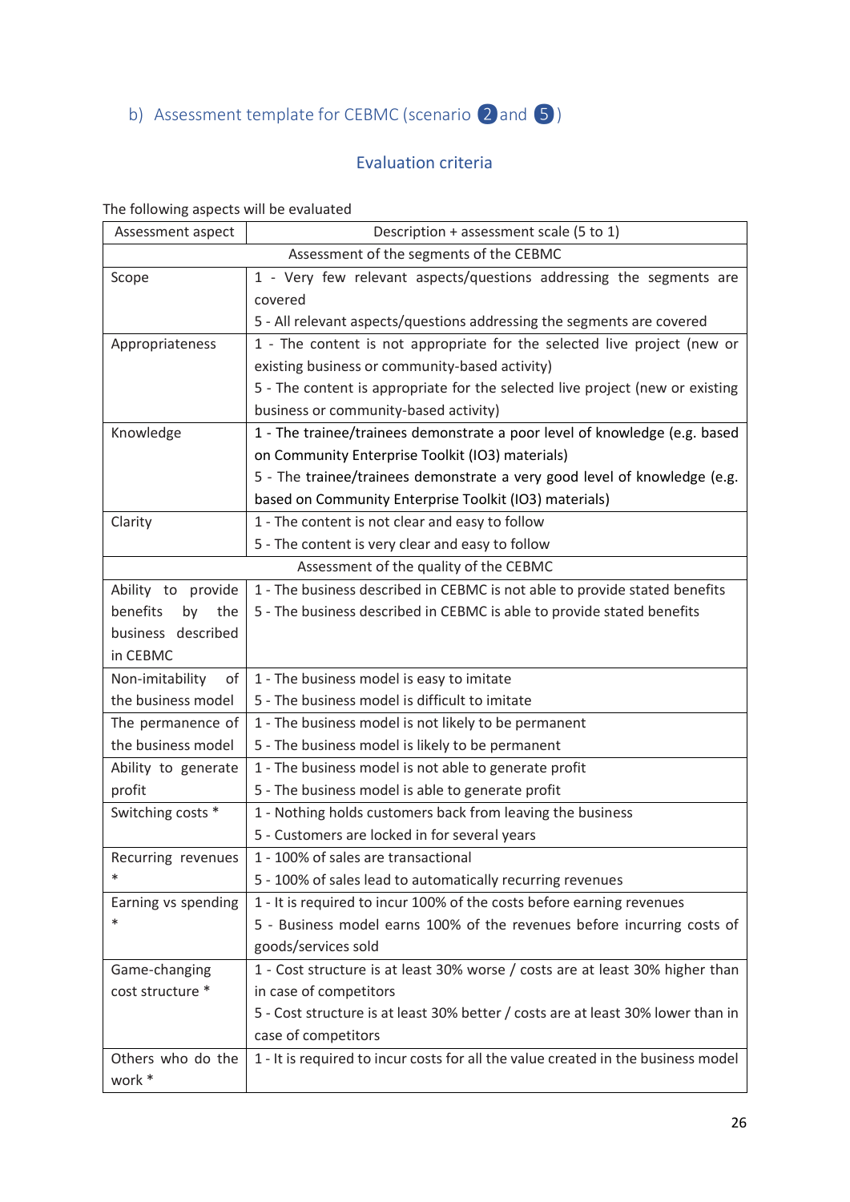## b) Assessment template for CEBMC (scenario 2 and 5)

### Evaluation criteria

The following aspects will be evaluated

| Assessment aspect | Description + assessment scale (5 to 1) |
|---|---|
| Assessment of the segments of the CEBMC | |
| Scope | 1 - Very few relevant aspects/questions addressing the segments are covered<br>5 - All relevant aspects/questions addressing the segments are covered |
| Appropriateness | 1 - The content is not appropriate for the selected live project (new or existing business or community-based activity)<br>5 - The content is appropriate for the selected live project (new or existing business or community-based activity) |
| Knowledge | 1 - The trainee/trainees demonstrate a poor level of knowledge (e.g. based on Community Enterprise Toolkit (IO3) materials)<br>5 - The trainee/trainees demonstrate a very good level of knowledge (e.g. based on Community Enterprise Toolkit (IO3) materials) |
| Clarity | 1 - The content is not clear and easy to follow<br>5 - The content is very clear and easy to follow |
| Assessment of the quality of the CEBMC | |
| Ability to provide benefits by the business described in CEBMC | 1 - The business described in CEBMC is not able to provide stated benefits<br>5 - The business described in CEBMC is able to provide stated benefits |
| Non-imitability of the business model | 1 - The business model is easy to imitate<br>5 - The business model is difficult to imitate |
| The permanence of the business model | 1 - The business model is not likely to be permanent<br>5 - The business model is likely to be permanent |
| Ability to generate profit | 1 - The business model is not able to generate profit<br>5 - The business model is able to generate profit |
| Switching costs * | 1 - Nothing holds customers back from leaving the business<br>5 - Customers are locked in for several years |
| Recurring revenues * | 1 - 100% of sales are transactional<br>5 - 100% of sales lead to automatically recurring revenues |
| Earning vs spending * | 1 - It is required to incur 100% of the costs before earning revenues<br>5 - Business model earns 100% of the revenues before incurring costs of goods/services sold |
| Game-changing cost structure * | 1 - Cost structure is at least 30% worse / costs are at least 30% higher than in case of competitors<br>5 - Cost structure is at least 30% better / costs are at least 30% lower than in case of competitors |
| Others who do the work * | 1 - It is required to incur costs for all the value created in the business model |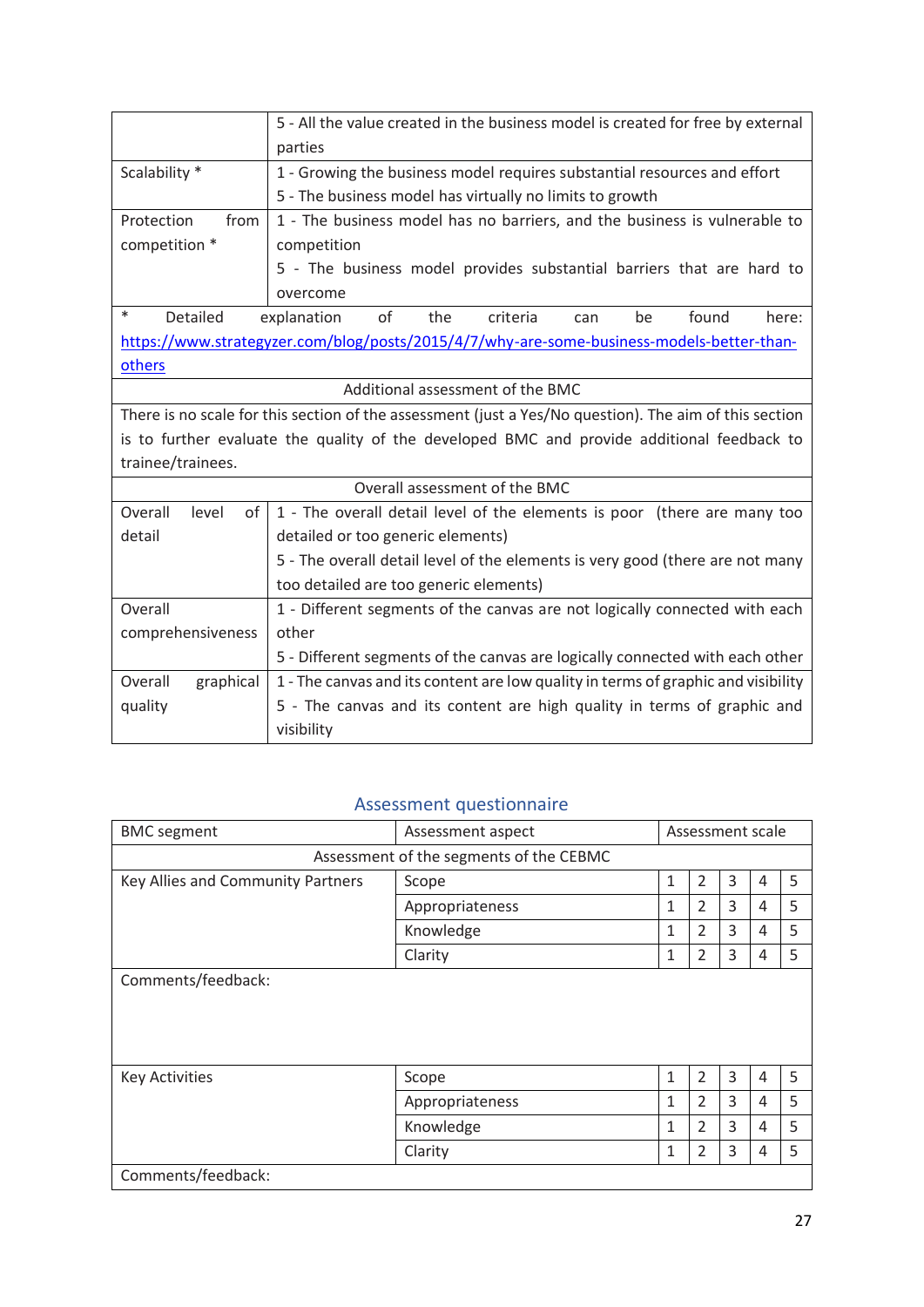| | |
|---|---|
| | 5 - All the value created in the business model is created for free by external parties |
| Scalability * | 1 - Growing the business model requires substantial resources and effort<br>5 - The business model has virtually no limits to growth |
| Protection from competition * | 1 - The business model has no barriers, and the business is vulnerable to competition<br>5 - The business model provides substantial barriers that are hard to overcome |
| * Detailed explanation of the criteria can be found here: https://www.strategyzer.com/blog/posts/2015/4/7/why-are-some-business-models-better-than-others | |
| Additional assessment of the BMC | |
| There is no scale for this section of the assessment (just a Yes/No question). The aim of this section is to further evaluate the quality of the developed BMC and provide additional feedback to trainee/trainees. | |
| Overall assessment of the BMC | |
| Overall level of detail | 1 - The overall detail level of the elements is poor (there are many too detailed or too generic elements)<br>5 - The overall detail level of the elements is very good (there are not many too detailed are too generic elements) |
| Overall comprehensiveness | 1 - Different segments of the canvas are not logically connected with each other<br>5 - Different segments of the canvas are logically connected with each other |
| Overall graphical quality | 1 - The canvas and its content are low quality in terms of graphic and visibility<br>5 - The canvas and its content are high quality in terms of graphic and visibility |

## Assessment questionnaire

| BMC segment | Assessment aspect | Assessment scale | | | | |
|---|---|---|---|---|---|---|
| Assessment of the segments of the CEBMC | | | | | | |
| Key Allies and Community Partners | Scope | 1 | 2 | 3 | 4 | 5 |
| | Appropriateness | 1 | 2 | 3 | 4 | 5 |
| | Knowledge | 1 | 2 | 3 | 4 | 5 |
| | Clarity | 1 | 2 | 3 | 4 | 5 |
| Comments/feedback: | | | | | | |
| Key Activities | Scope | 1 | 2 | 3 | 4 | 5 |
| | Appropriateness | 1 | 2 | 3 | 4 | 5 |
| | Knowledge | 1 | 2 | 3 | 4 | 5 |
| | Clarity | 1 | 2 | 3 | 4 | 5 |
| Comments/feedback: | | | | | | |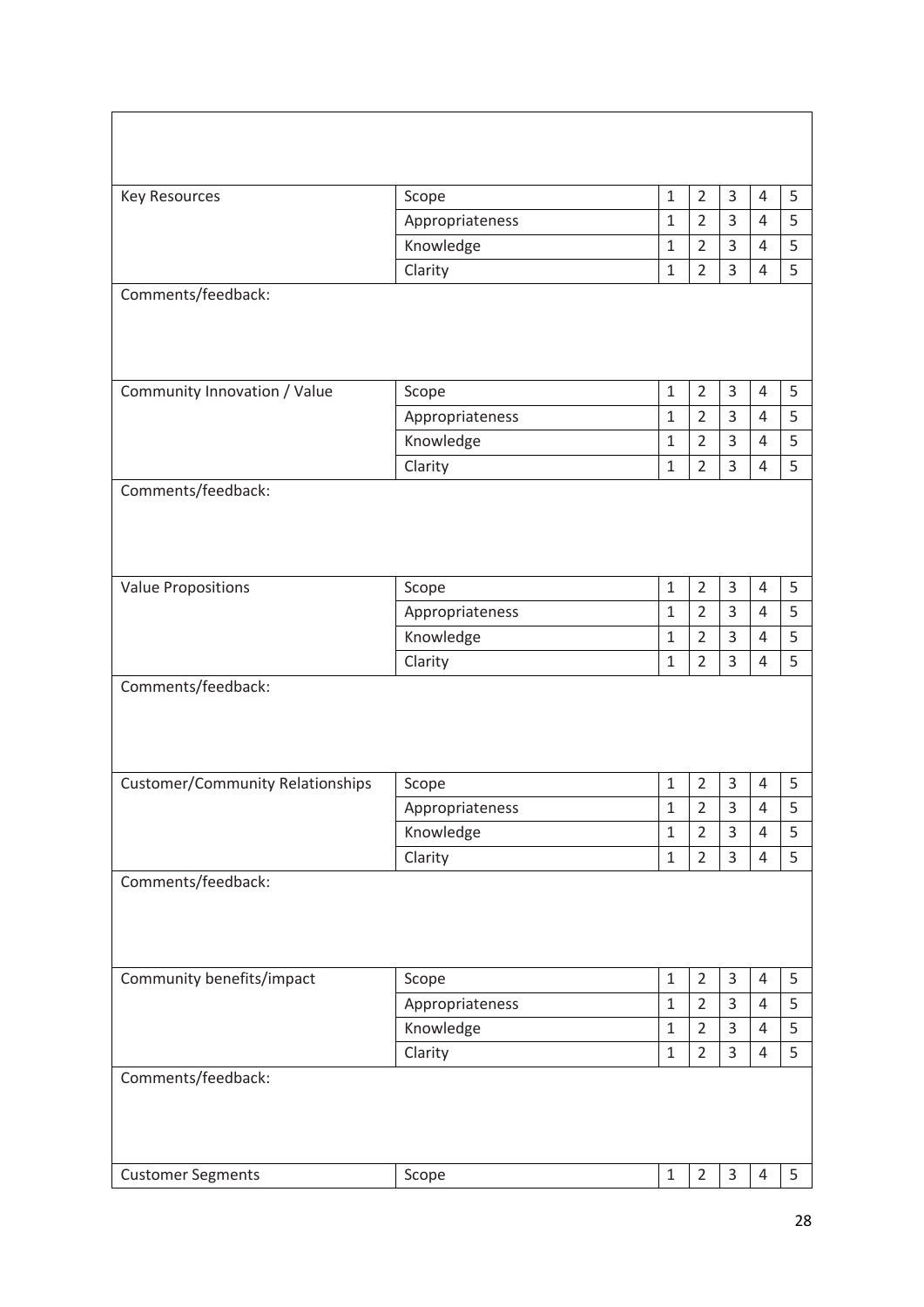| | | | | | | |
|---|---|---|---|---|---|---|
| Key Resources | Scope | 1 | 2 | 3 | 4 | 5 |
| | Appropriateness | 1 | 2 | 3 | 4 | 5 |
| | Knowledge | 1 | 2 | 3 | 4 | 5 |
| | Clarity | 1 | 2 | 3 | 4 | 5 |
| Comments/feedback: | | | | | | |
| Community Innovation / Value | Scope | 1 | 2 | 3 | 4 | 5 |
| | Appropriateness | 1 | 2 | 3 | 4 | 5 |
| | Knowledge | 1 | 2 | 3 | 4 | 5 |
| | Clarity | 1 | 2 | 3 | 4 | 5 |
| Comments/feedback: | | | | | | |
| Value Propositions | Scope | 1 | 2 | 3 | 4 | 5 |
| | Appropriateness | 1 | 2 | 3 | 4 | 5 |
| | Knowledge | 1 | 2 | 3 | 4 | 5 |
| | Clarity | 1 | 2 | 3 | 4 | 5 |
| Comments/feedback: | | | | | | |
| Customer/Community Relationships | Scope | 1 | 2 | 3 | 4 | 5 |
| | Appropriateness | 1 | 2 | 3 | 4 | 5 |
| | Knowledge | 1 | 2 | 3 | 4 | 5 |
| | Clarity | 1 | 2 | 3 | 4 | 5 |
| Comments/feedback: | | | | | | |
| Community benefits/impact | Scope | 1 | 2 | 3 | 4 | 5 |
| | Appropriateness | 1 | 2 | 3 | 4 | 5 |
| | Knowledge | 1 | 2 | 3 | 4 | 5 |
| | Clarity | 1 | 2 | 3 | 4 | 5 |
| Comments/feedback: | | | | | | |
| Customer Segments | Scope | 1 | 2 | 3 | 4 | 5 |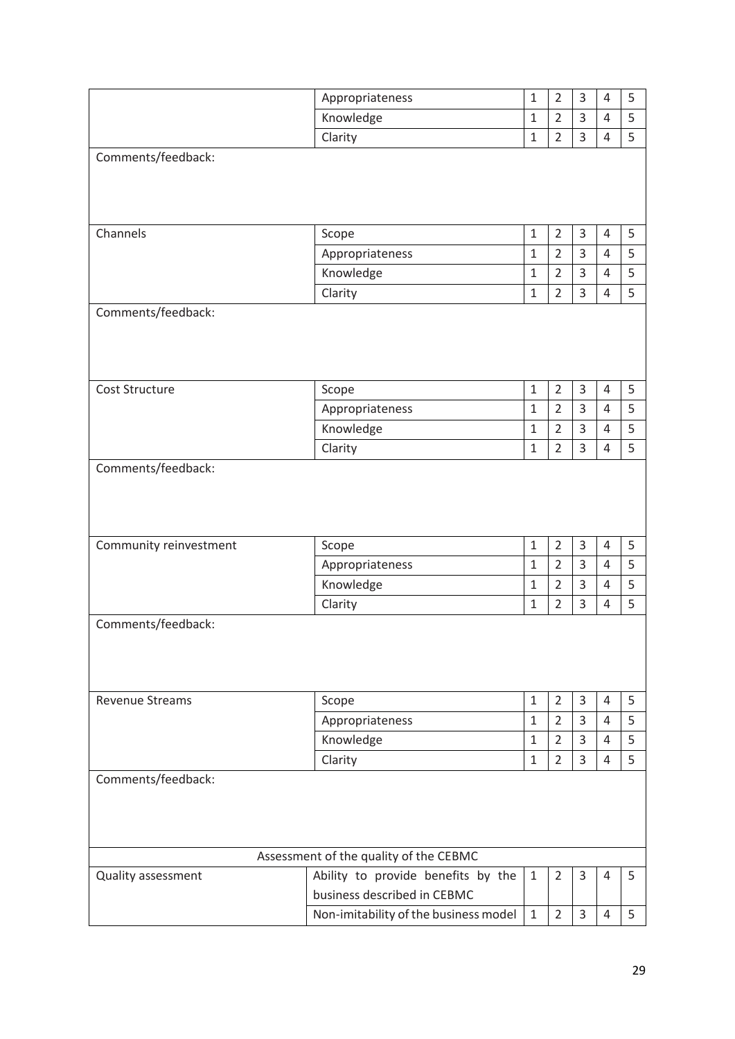| | | | | | | |
|---|---|---|---|---|---|---|
| | Appropriateness | 1 | 2 | 3 | 4 | 5 |
| | Knowledge | 1 | 2 | 3 | 4 | 5 |
| | Clarity | 1 | 2 | 3 | 4 | 5 |
| Comments/feedback: | | | | | | |
| Channels | Scope | 1 | 2 | 3 | 4 | 5 |
| | Appropriateness | 1 | 2 | 3 | 4 | 5 |
| | Knowledge | 1 | 2 | 3 | 4 | 5 |
| | Clarity | 1 | 2 | 3 | 4 | 5 |
| Comments/feedback: | | | | | | |
| Cost Structure | Scope | 1 | 2 | 3 | 4 | 5 |
| | Appropriateness | 1 | 2 | 3 | 4 | 5 |
| | Knowledge | 1 | 2 | 3 | 4 | 5 |
| | Clarity | 1 | 2 | 3 | 4 | 5 |
| Comments/feedback: | | | | | | |
| Community reinvestment | Scope | 1 | 2 | 3 | 4 | 5 |
| | Appropriateness | 1 | 2 | 3 | 4 | 5 |
| | Knowledge | 1 | 2 | 3 | 4 | 5 |
| | Clarity | 1 | 2 | 3 | 4 | 5 |
| Comments/feedback: | | | | | | |
| Revenue Streams | Scope | 1 | 2 | 3 | 4 | 5 |
| | Appropriateness | 1 | 2 | 3 | 4 | 5 |
| | Knowledge | 1 | 2 | 3 | 4 | 5 |
| | Clarity | 1 | 2 | 3 | 4 | 5 |
| Comments/feedback: | | | | | | |
| Assessment of the quality of the CEBMC | | | | | | |
| Quality assessment | Ability to provide benefits by the business described in CEBMC | 1 | 2 | 3 | 4 | 5 |
| | Non-imitability of the business model | 1 | 2 | 3 | 4 | 5 |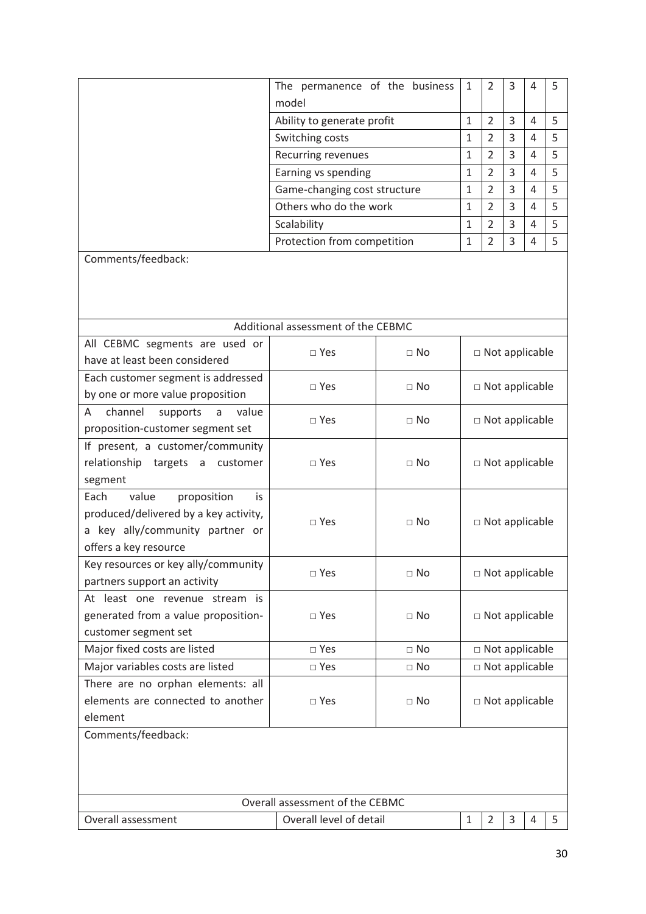| | | | | | | |
|---|---|---|---|---|---|---|
| | The permanence of the business model | 1 | 2 | 3 | 4 | 5 |
| | Ability to generate profit | 1 | 2 | 3 | 4 | 5 |
| | Switching costs | 1 | 2 | 3 | 4 | 5 |
| | Recurring revenues | 1 | 2 | 3 | 4 | 5 |
| | Earning vs spending | 1 | 2 | 3 | 4 | 5 |
| | Game-changing cost structure | 1 | 2 | 3 | 4 | 5 |
| | Others who do the work | 1 | 2 | 3 | 4 | 5 |
| | Scalability | 1 | 2 | 3 | 4 | 5 |
| | Protection from competition | 1 | 2 | 3 | 4 | 5 |

Comments/feedback:

| Additional assessment of the CEBMC | | | |
|---|---|---|---|
| All CEBMC segments are used or have at least been considered | □ Yes | □ No | □ Not applicable |
| Each customer segment is addressed by one or more value proposition | □ Yes | □ No | □ Not applicable |
| A channel supports a value proposition-customer segment set | □ Yes | □ No | □ Not applicable |
| If present, a customer/community relationship targets a customer segment | □ Yes | □ No | □ Not applicable |
| Each value proposition is produced/delivered by a key activity, a key ally/community partner or offers a key resource | □ Yes | □ No | □ Not applicable |
| Key resources or key ally/community partners support an activity | □ Yes | □ No | □ Not applicable |
| At least one revenue stream is generated from a value proposition-customer segment set | □ Yes | □ No | □ Not applicable |
| Major fixed costs are listed | □ Yes | □ No | □ Not applicable |
| Major variables costs are listed | □ Yes | □ No | □ Not applicable |
| There are no orphan elements: all elements are connected to another element | □ Yes | □ No | □ Not applicable |

Comments/feedback:

| Overall assessment of the CEBMC | | | | | | |
|---|---|---|---|---|---|---|
| Overall assessment | Overall level of detail | 1 | 2 | 3 | 4 | 5 |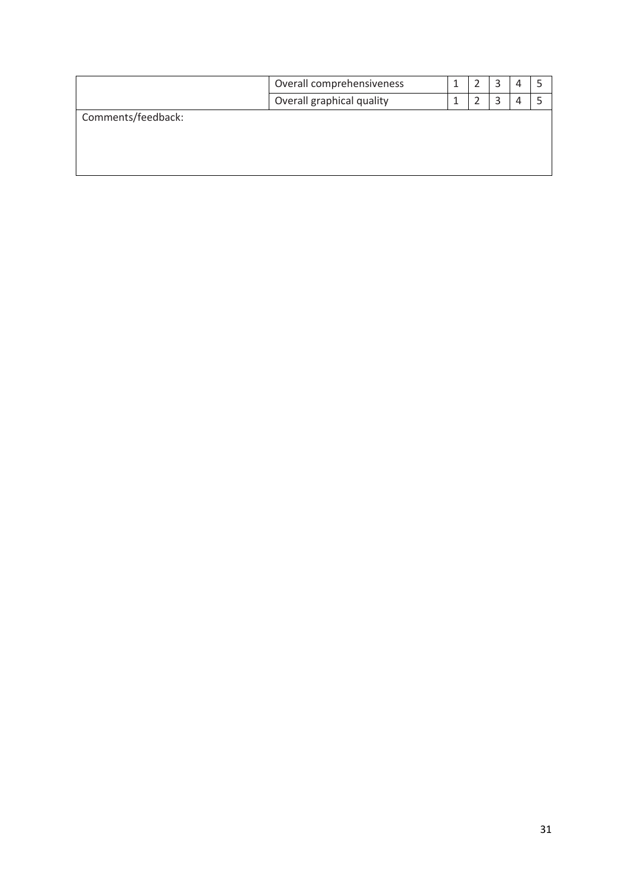| | | | | | | |
|---|---|---|---|---|---|---|
| | Overall comprehensiveness | 1 | 2 | 3 | 4 | 5 |
| | Overall graphical quality | 1 | 2 | 3 | 4 | 5 |
| Comments/feedback: | | | | | | |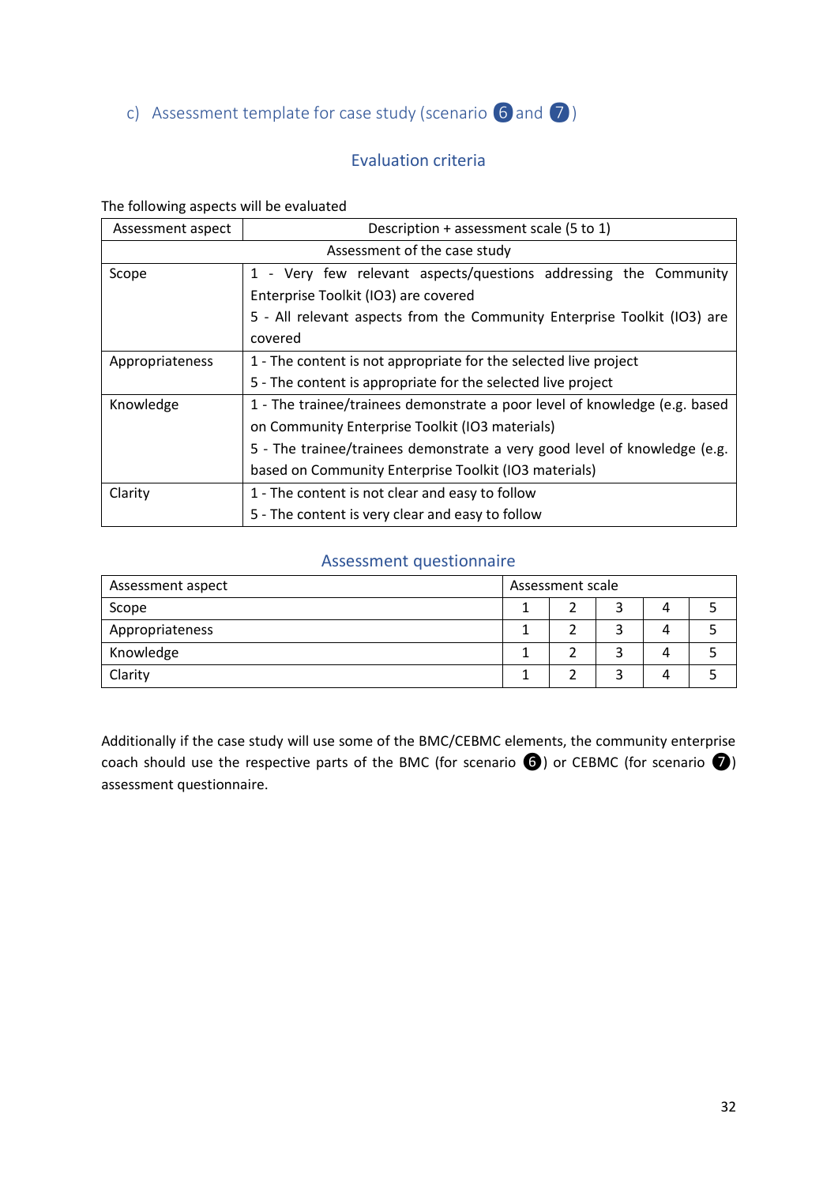### c) Assessment template for case study (scenario ❻ and ❼)

#### Evaluation criteria

The following aspects will be evaluated

| Assessment aspect | Description + assessment scale (5 to 1) |
|---|---|
| Assessment of the case study | |
| Scope | 1 - Very few relevant aspects/questions addressing the Community Enterprise Toolkit (IO3) are covered<br>5 - All relevant aspects from the Community Enterprise Toolkit (IO3) are covered |
| Appropriateness | 1 - The content is not appropriate for the selected live project<br>5 - The content is appropriate for the selected live project |
| Knowledge | 1 - The trainee/trainees demonstrate a poor level of knowledge (e.g. based on Community Enterprise Toolkit (IO3 materials)<br>5 - The trainee/trainees demonstrate a very good level of knowledge (e.g. based on Community Enterprise Toolkit (IO3 materials) |
| Clarity | 1 - The content is not clear and easy to follow<br>5 - The content is very clear and easy to follow |

#### Assessment questionnaire

| Assessment aspect | Assessment scale | | | | |
|---|---|---|---|---|---|
| Scope | 1 | 2 | 3 | 4 | 5 |
| Appropriateness | 1 | 2 | 3 | 4 | 5 |
| Knowledge | 1 | 2 | 3 | 4 | 5 |
| Clarity | 1 | 2 | 3 | 4 | 5 |

Additionally if the case study will use some of the BMC/CEBMC elements, the community enterprise coach should use the respective parts of the BMC (for scenario ❻) or CEBMC (for scenario ❼) assessment questionnaire.